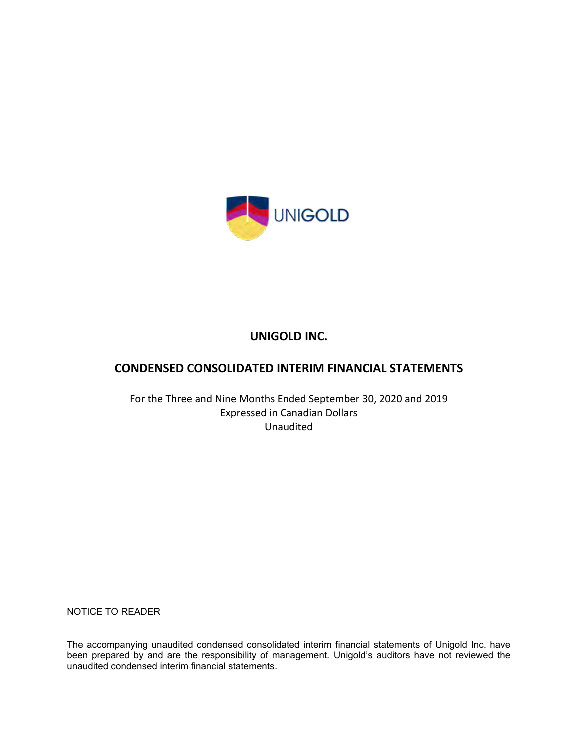UNIGOLD

# UNIGOLD INC.

## CONDENSED CONSOLIDATED INTERIM FINANCIAL STATEMENTS

For the Three and Nine Months Ended September 30, 2020 and 2019
Expressed in Canadian Dollars
Unaudited

NOTICE TO READER

The accompanying unaudited condensed consolidated interim financial statements of Unigold Inc. have been prepared by and are the responsibility of management. Unigold's auditors have not reviewed the unaudited condensed interim financial statements.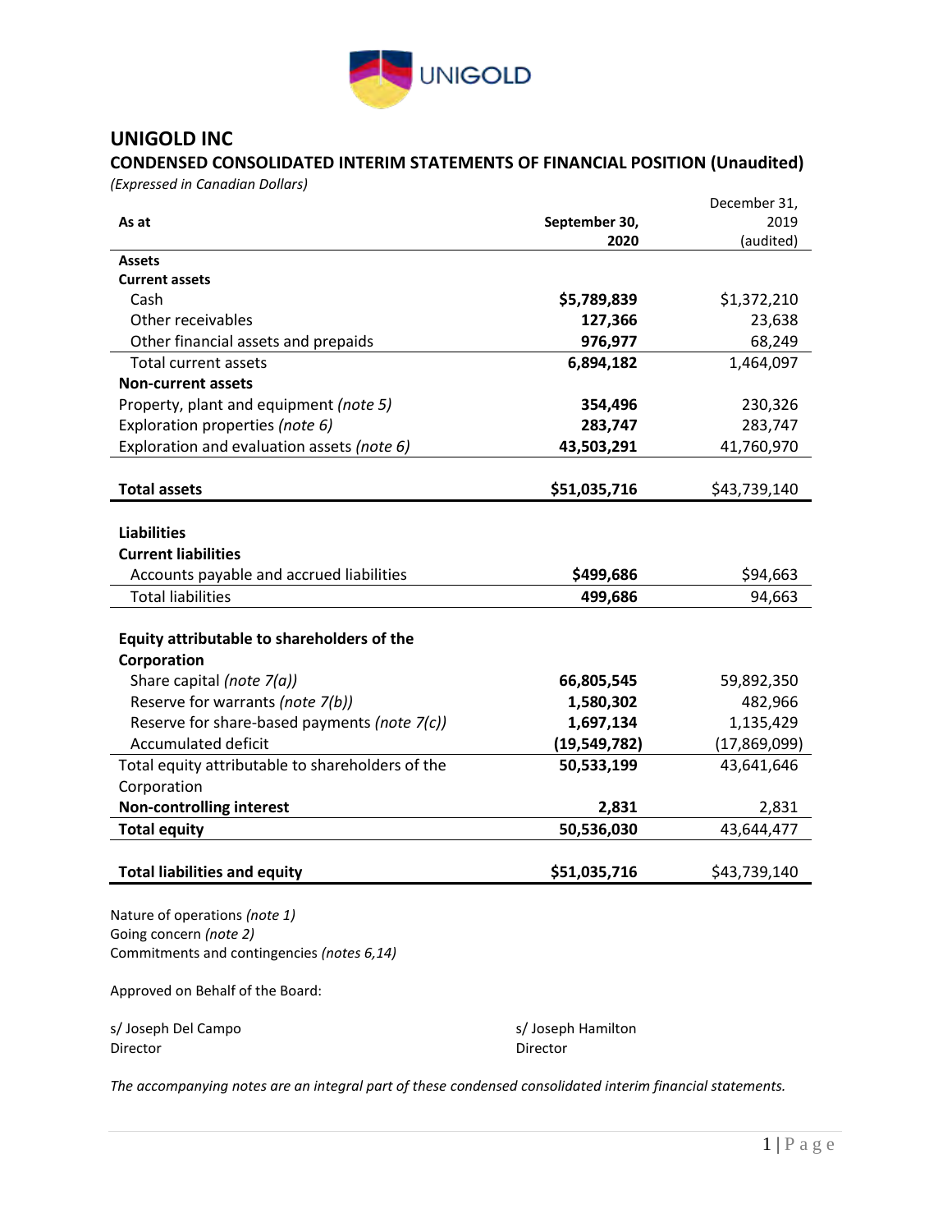# UNIGOLD INC

## CONDENSED CONSOLIDATED INTERIM STATEMENTS OF FINANCIAL POSITION (Unaudited)

*(Expressed in Canadian Dollars)*

| As at | September 30, 2020 | December 31, 2019 (audited) |
|---|---|---|
| **Assets** | | |
| **Current assets** | | |
| Cash | **$5,789,839** | $1,372,210 |
| Other receivables | **127,366** | 23,638 |
| Other financial assets and prepaids | **976,977** | 68,249 |
| Total current assets | **6,894,182** | 1,464,097 |
| **Non-current assets** | | |
| Property, plant and equipment *(note 5)* | **354,496** | 230,326 |
| Exploration properties *(note 6)* | **283,747** | 283,747 |
| Exploration and evaluation assets *(note 6)* | **43,503,291** | 41,760,970 |
| **Total assets** | **$51,035,716** | $43,739,140 |
| **Liabilities** | | |
| **Current liabilities** | | |
| Accounts payable and accrued liabilities | **$499,686** | $94,663 |
| Total liabilities | **499,686** | 94,663 |
| **Equity attributable to shareholders of the Corporation** | | |
| Share capital *(note 7(a))* | **66,805,545** | 59,892,350 |
| Reserve for warrants *(note 7(b))* | **1,580,302** | 482,966 |
| Reserve for share-based payments *(note 7(c))* | **1,697,134** | 1,135,429 |
| Accumulated deficit | **(19,549,782)** | (17,869,099) |
| Total equity attributable to shareholders of the Corporation | **50,533,199** | 43,641,646 |
| **Non-controlling interest** | **2,831** | 2,831 |
| **Total equity** | **50,536,030** | 43,644,477 |
| **Total liabilities and equity** | **$51,035,716** | $43,739,140 |

Nature of operations *(note 1)*
Going concern *(note 2)*
Commitments and contingencies *(notes 6,14)*

Approved on Behalf of the Board:

s/ Joseph Del Campo
Director

s/ Joseph Hamilton
Director

*The accompanying notes are an integral part of these condensed consolidated interim financial statements.*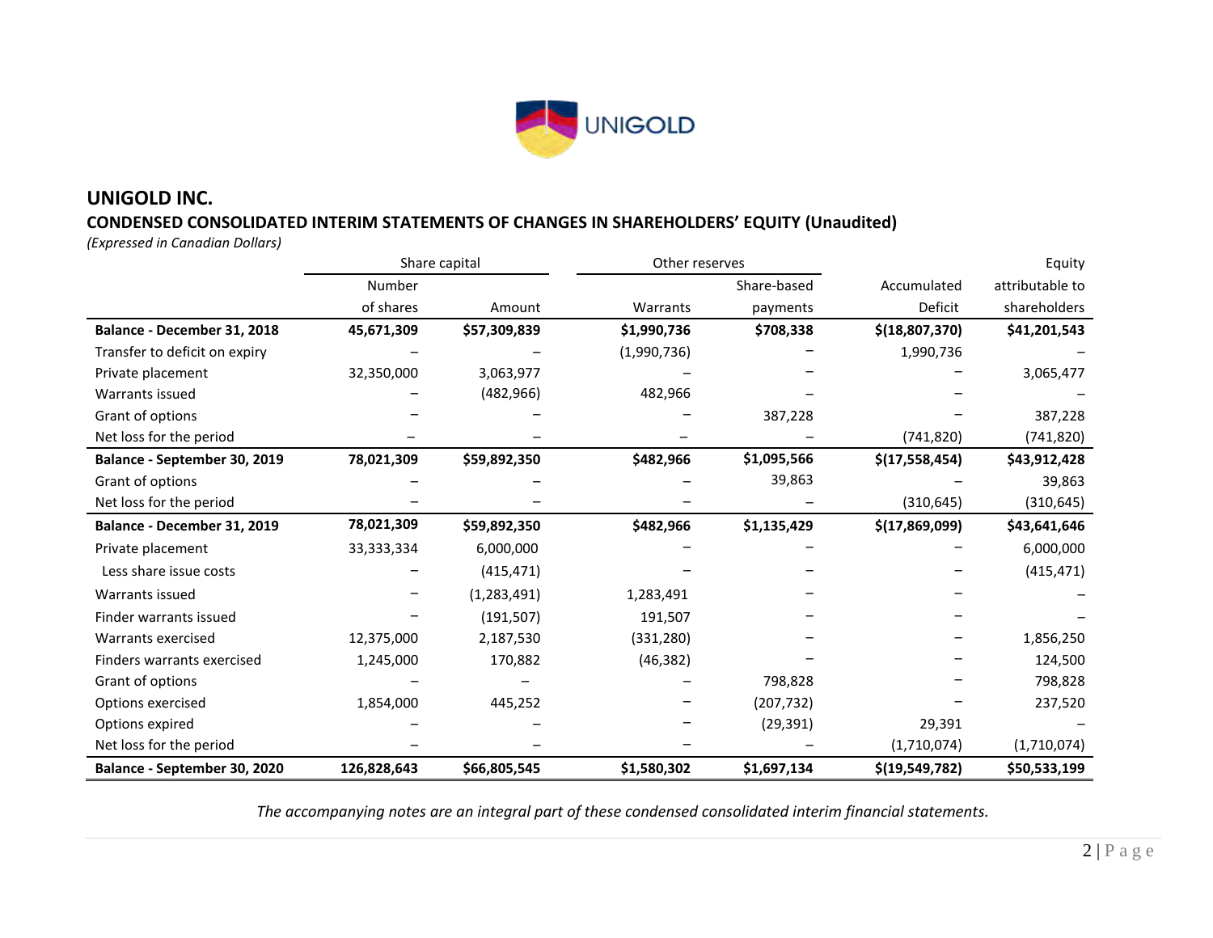# UNIGOLD INC.

## CONDENSED CONSOLIDATED INTERIM STATEMENTS OF CHANGES IN SHAREHOLDERS' EQUITY (Unaudited)

*(Expressed in Canadian Dollars)*

| | Share capital | | Other reserves | | | Equity |
|---|---|---|---|---|---|---|
| | Number of shares | Amount | Warrants | Share-based payments | Accumulated Deficit | attributable to shareholders |
| **Balance - December 31, 2018** | **45,671,309** | **$57,309,839** | **$1,990,736** | **$708,338** | **$(18,807,370)** | **$41,201,543** |
| Transfer to deficit on expiry | – | – | (1,990,736) | – | 1,990,736 | – |
| Private placement | 32,350,000 | 3,063,977 | – | – | – | 3,065,477 |
| Warrants issued | – | (482,966) | 482,966 | – | – | – |
| Grant of options | – | – | – | 387,228 | – | 387,228 |
| Net loss for the period | – | – | – | – | (741,820) | (741,820) |
| **Balance - September 30, 2019** | **78,021,309** | **$59,892,350** | **$482,966** | **$1,095,566** | **$(17,558,454)** | **$43,912,428** |
| Grant of options | – | – | – | 39,863 | – | 39,863 |
| Net loss for the period | – | – | – | – | (310,645) | (310,645) |
| **Balance - December 31, 2019** | **78,021,309** | **$59,892,350** | **$482,966** | **$1,135,429** | **$(17,869,099)** | **$43,641,646** |
| Private placement | 33,333,334 | 6,000,000 | – | – | – | 6,000,000 |
| Less share issue costs | – | (415,471) | – | – | – | (415,471) |
| Warrants issued | – | (1,283,491) | 1,283,491 | – | – | – |
| Finder warrants issued | – | (191,507) | 191,507 | – | – | – |
| Warrants exercised | 12,375,000 | 2,187,530 | (331,280) | – | – | 1,856,250 |
| Finders warrants exercised | 1,245,000 | 170,882 | (46,382) | – | – | 124,500 |
| Grant of options | – | – | – | 798,828 | – | 798,828 |
| Options exercised | 1,854,000 | 445,252 | – | (207,732) | – | 237,520 |
| Options expired | – | – | – | (29,391) | 29,391 | – |
| Net loss for the period | – | – | – | – | (1,710,074) | (1,710,074) |
| **Balance - September 30, 2020** | **126,828,643** | **$66,805,545** | **$1,580,302** | **$1,697,134** | **$(19,549,782)** | **$50,533,199** |

*The accompanying notes are an integral part of these condensed consolidated interim financial statements.*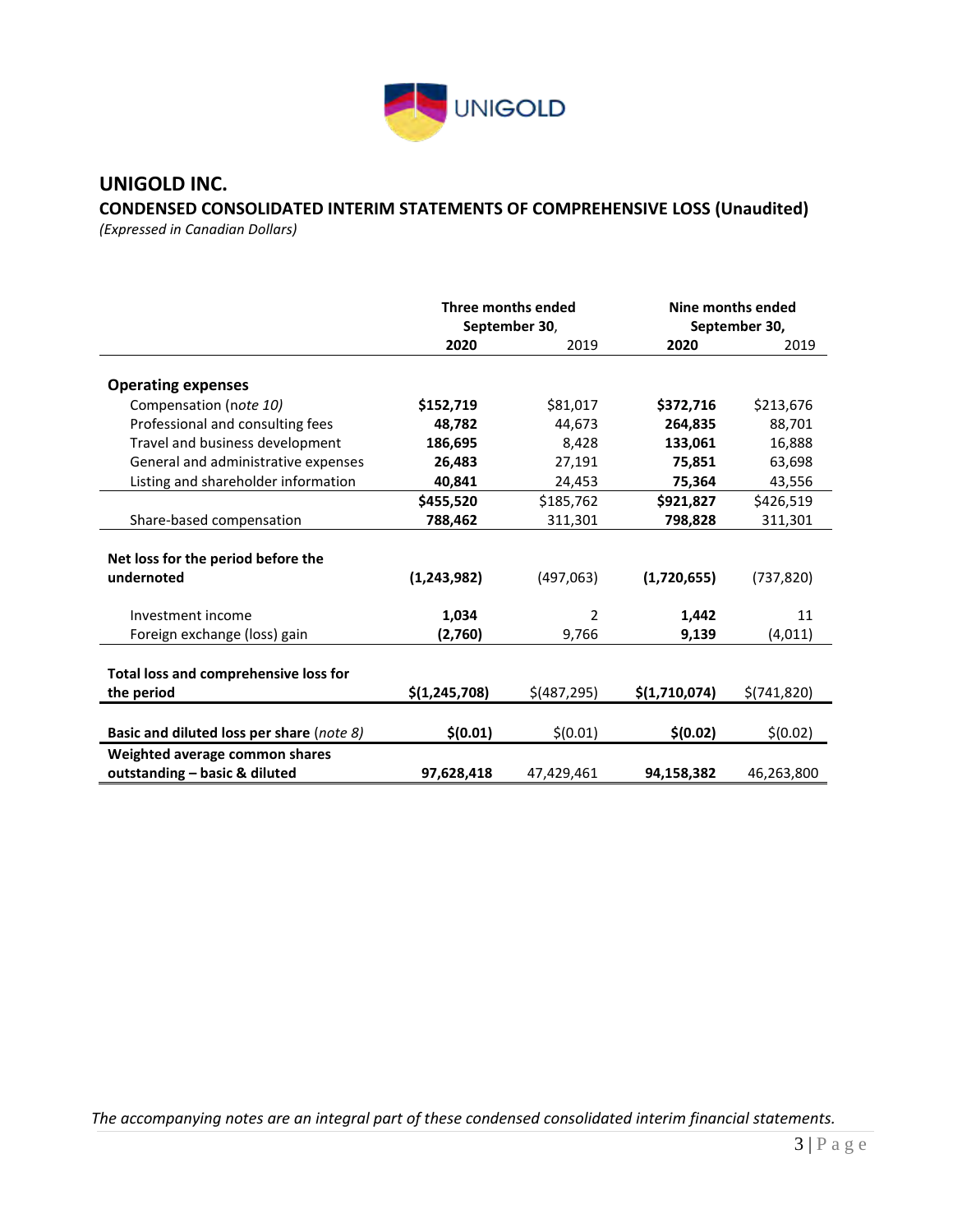# UNIGOLD INC.

## CONDENSED CONSOLIDATED INTERIM STATEMENTS OF COMPREHENSIVE LOSS (Unaudited)

*(Expressed in Canadian Dollars)*

| | Three months ended September 30, | | Nine months ended September 30, | |
|---|---|---|---|---|
| | **2020** | 2019 | **2020** | 2019 |
| **Operating expenses** | | | | |
| Compensation (*note 10*) | **$152,719** | $81,017 | **$372,716** | $213,676 |
| Professional and consulting fees | **48,782** | 44,673 | **264,835** | 88,701 |
| Travel and business development | **186,695** | 8,428 | **133,061** | 16,888 |
| General and administrative expenses | **26,483** | 27,191 | **75,851** | 63,698 |
| Listing and shareholder information | **40,841** | 24,453 | **75,364** | 43,556 |
| | **$455,520** | $185,762 | **$921,827** | $426,519 |
| Share-based compensation | **788,462** | 311,301 | **798,828** | 311,301 |
| **Net loss for the period before the undernoted** | **(1,243,982)** | (497,063) | **(1,720,655)** | (737,820) |
| Investment income | **1,034** | 2 | **1,442** | 11 |
| Foreign exchange (loss) gain | **(2,760)** | 9,766 | **9,139** | (4,011) |
| **Total loss and comprehensive loss for the period** | **$(1,245,708)** | $(487,295) | **$(1,710,074)** | $(741,820) |
| **Basic and diluted loss per share** (*note 8*) | **$(0.01)** | $(0.01) | **$(0.02)** | $(0.02) |
| **Weighted average common shares outstanding – basic & diluted** | **97,628,418** | 47,429,461 | **94,158,382** | 46,263,800 |

*The accompanying notes are an integral part of these condensed consolidated interim financial statements.*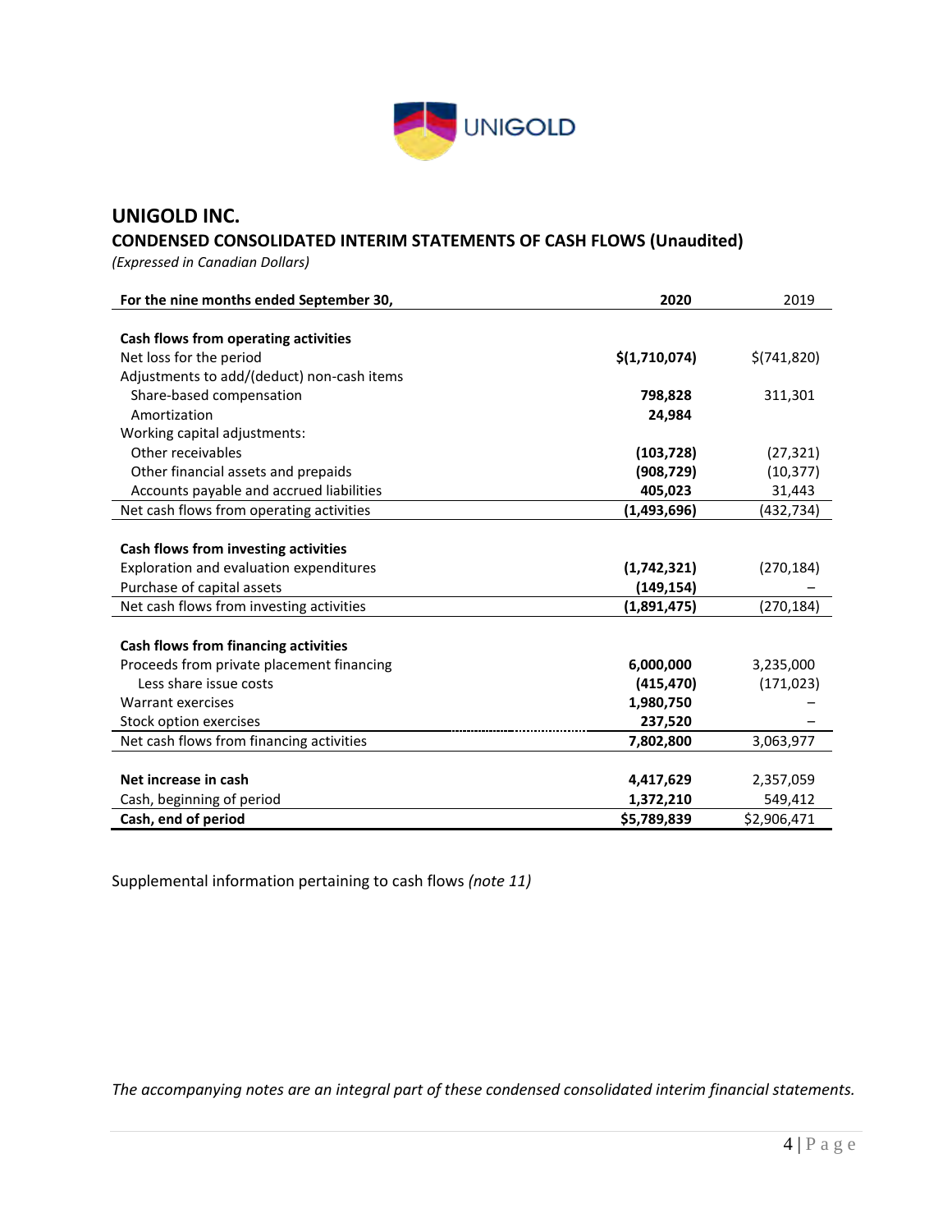# UNIGOLD INC.

## CONDENSED CONSOLIDATED INTERIM STATEMENTS OF CASH FLOWS (Unaudited)

*(Expressed in Canadian Dollars)*

| For the nine months ended September 30, | 2020 | 2019 |
|---|---|---|
| **Cash flows from operating activities** | | |
| Net loss for the period | **$(1,710,074)** | $(741,820) |
| Adjustments to add/(deduct) non-cash items | | |
| Share-based compensation | **798,828** | 311,301 |
| Amortization | **24,984** | |
| Working capital adjustments: | | |
| Other receivables | **(103,728)** | (27,321) |
| Other financial assets and prepaids | **(908,729)** | (10,377) |
| Accounts payable and accrued liabilities | **405,023** | 31,443 |
| Net cash flows from operating activities | **(1,493,696)** | (432,734) |
| **Cash flows from investing activities** | | |
| Exploration and evaluation expenditures | **(1,742,321)** | (270,184) |
| Purchase of capital assets | **(149,154)** | – |
| Net cash flows from investing activities | **(1,891,475)** | (270,184) |
| **Cash flows from financing activities** | | |
| Proceeds from private placement financing | **6,000,000** | 3,235,000 |
| Less share issue costs | **(415,470)** | (171,023) |
| Warrant exercises | **1,980,750** | – |
| Stock option exercises | **237,520** | – |
| Net cash flows from financing activities | **7,802,800** | 3,063,977 |
| **Net increase in cash** | **4,417,629** | 2,357,059 |
| Cash, beginning of period | **1,372,210** | 549,412 |
| **Cash, end of period** | **$5,789,839** | $2,906,471 |

Supplemental information pertaining to cash flows *(note 11)*

*The accompanying notes are an integral part of these condensed consolidated interim financial statements.*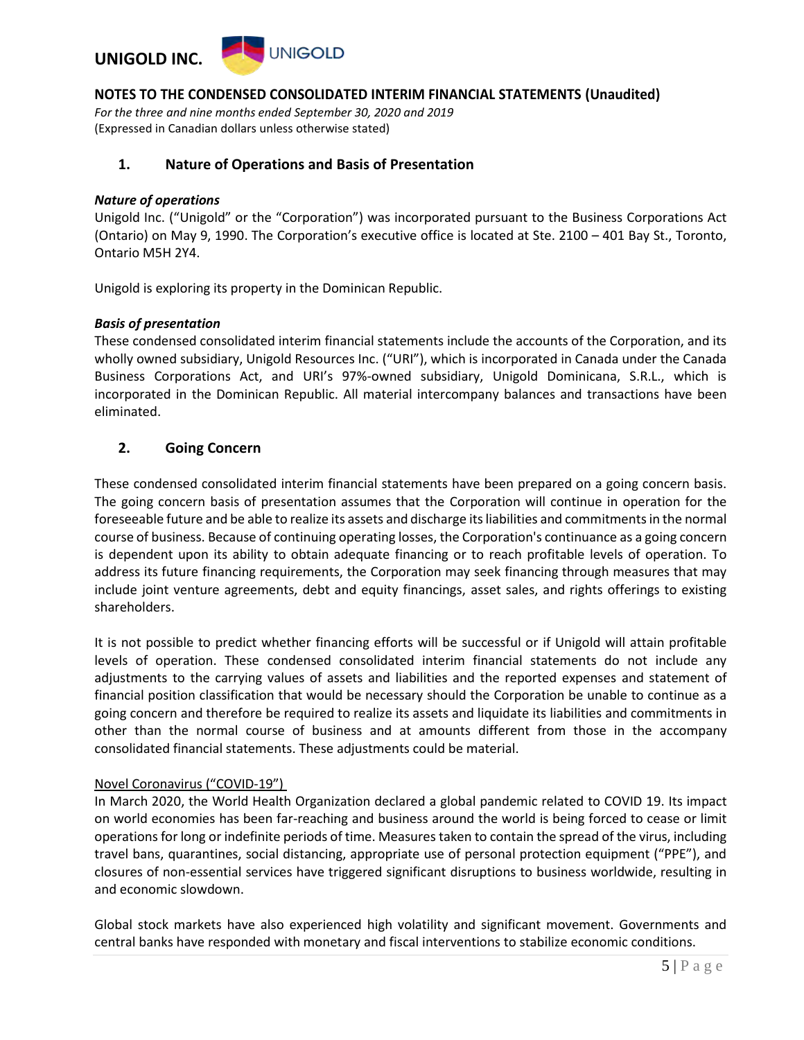## NOTES TO THE CONDENSED CONSOLIDATED INTERIM FINANCIAL STATEMENTS (Unaudited)

*For the three and nine months ended September 30, 2020 and 2019*
(Expressed in Canadian dollars unless otherwise stated)

### 1. Nature of Operations and Basis of Presentation

***Nature of operations***

Unigold Inc. ("Unigold" or the "Corporation") was incorporated pursuant to the Business Corporations Act (Ontario) on May 9, 1990. The Corporation's executive office is located at Ste. 2100 – 401 Bay St., Toronto, Ontario M5H 2Y4.

Unigold is exploring its property in the Dominican Republic.

***Basis of presentation***

These condensed consolidated interim financial statements include the accounts of the Corporation, and its wholly owned subsidiary, Unigold Resources Inc. ("URI"), which is incorporated in Canada under the Canada Business Corporations Act, and URI's 97%-owned subsidiary, Unigold Dominicana, S.R.L., which is incorporated in the Dominican Republic. All material intercompany balances and transactions have been eliminated.

### 2. Going Concern

These condensed consolidated interim financial statements have been prepared on a going concern basis. The going concern basis of presentation assumes that the Corporation will continue in operation for the foreseeable future and be able to realize its assets and discharge its liabilities and commitments in the normal course of business. Because of continuing operating losses, the Corporation's continuance as a going concern is dependent upon its ability to obtain adequate financing or to reach profitable levels of operation. To address its future financing requirements, the Corporation may seek financing through measures that may include joint venture agreements, debt and equity financings, asset sales, and rights offerings to existing shareholders.

It is not possible to predict whether financing efforts will be successful or if Unigold will attain profitable levels of operation. These condensed consolidated interim financial statements do not include any adjustments to the carrying values of assets and liabilities and the reported expenses and statement of financial position classification that would be necessary should the Corporation be unable to continue as a going concern and therefore be required to realize its assets and liquidate its liabilities and commitments in other than the normal course of business and at amounts different from those in the accompany consolidated financial statements. These adjustments could be material.

Novel Coronavirus ("COVID-19")

In March 2020, the World Health Organization declared a global pandemic related to COVID 19. Its impact on world economies has been far-reaching and business around the world is being forced to cease or limit operations for long or indefinite periods of time. Measures taken to contain the spread of the virus, including travel bans, quarantines, social distancing, appropriate use of personal protection equipment ("PPE"), and closures of non-essential services have triggered significant disruptions to business worldwide, resulting in and economic slowdown.

Global stock markets have also experienced high volatility and significant movement. Governments and central banks have responded with monetary and fiscal interventions to stabilize economic conditions.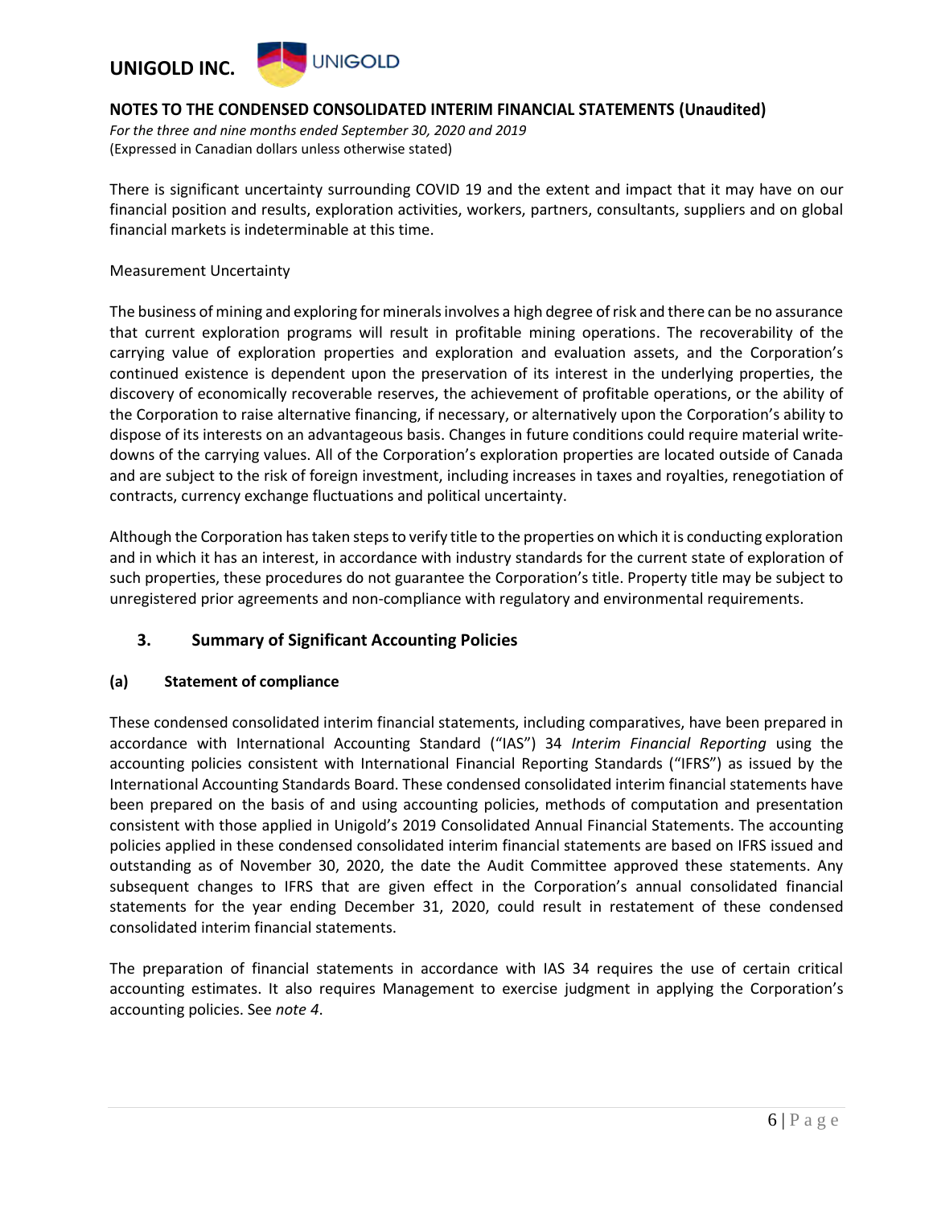There is significant uncertainty surrounding COVID 19 and the extent and impact that it may have on our financial position and results, exploration activities, workers, partners, consultants, suppliers and on global financial markets is indeterminable at this time.

Measurement Uncertainty

The business of mining and exploring for minerals involves a high degree of risk and there can be no assurance that current exploration programs will result in profitable mining operations. The recoverability of the carrying value of exploration properties and exploration and evaluation assets, and the Corporation's continued existence is dependent upon the preservation of its interest in the underlying properties, the discovery of economically recoverable reserves, the achievement of profitable operations, or the ability of the Corporation to raise alternative financing, if necessary, or alternatively upon the Corporation's ability to dispose of its interests on an advantageous basis. Changes in future conditions could require material write-downs of the carrying values. All of the Corporation's exploration properties are located outside of Canada and are subject to the risk of foreign investment, including increases in taxes and royalties, renegotiation of contracts, currency exchange fluctuations and political uncertainty.

Although the Corporation has taken steps to verify title to the properties on which it is conducting exploration and in which it has an interest, in accordance with industry standards for the current state of exploration of such properties, these procedures do not guarantee the Corporation's title. Property title may be subject to unregistered prior agreements and non-compliance with regulatory and environmental requirements.

## 3. Summary of Significant Accounting Policies

### (a) Statement of compliance

These condensed consolidated interim financial statements, including comparatives, have been prepared in accordance with International Accounting Standard ("IAS") 34 *Interim Financial Reporting* using the accounting policies consistent with International Financial Reporting Standards ("IFRS") as issued by the International Accounting Standards Board. These condensed consolidated interim financial statements have been prepared on the basis of and using accounting policies, methods of computation and presentation consistent with those applied in Unigold's 2019 Consolidated Annual Financial Statements. The accounting policies applied in these condensed consolidated interim financial statements are based on IFRS issued and outstanding as of November 30, 2020, the date the Audit Committee approved these statements. Any subsequent changes to IFRS that are given effect in the Corporation's annual consolidated financial statements for the year ending December 31, 2020, could result in restatement of these condensed consolidated interim financial statements.

The preparation of financial statements in accordance with IAS 34 requires the use of certain critical accounting estimates. It also requires Management to exercise judgment in applying the Corporation's accounting policies. See *note 4*.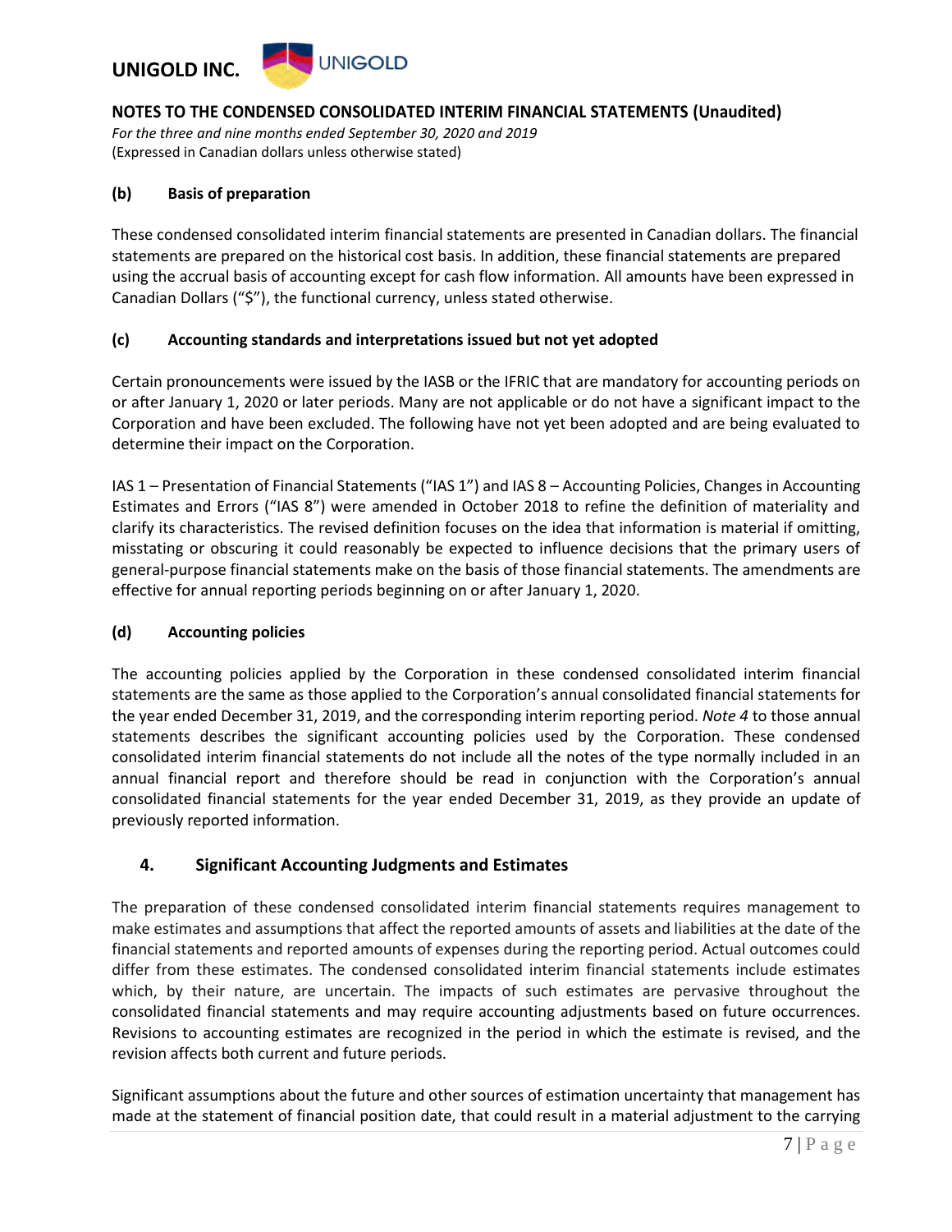### (b) Basis of preparation

These condensed consolidated interim financial statements are presented in Canadian dollars. The financial statements are prepared on the historical cost basis. In addition, these financial statements are prepared using the accrual basis of accounting except for cash flow information. All amounts have been expressed in Canadian Dollars ("$"), the functional currency, unless stated otherwise.

### (c) Accounting standards and interpretations issued but not yet adopted

Certain pronouncements were issued by the IASB or the IFRIC that are mandatory for accounting periods on or after January 1, 2020 or later periods. Many are not applicable or do not have a significant impact to the Corporation and have been excluded. The following have not yet been adopted and are being evaluated to determine their impact on the Corporation.

IAS 1 – Presentation of Financial Statements ("IAS 1") and IAS 8 – Accounting Policies, Changes in Accounting Estimates and Errors ("IAS 8") were amended in October 2018 to refine the definition of materiality and clarify its characteristics. The revised definition focuses on the idea that information is material if omitting, misstating or obscuring it could reasonably be expected to influence decisions that the primary users of general-purpose financial statements make on the basis of those financial statements. The amendments are effective for annual reporting periods beginning on or after January 1, 2020.

### (d) Accounting policies

The accounting policies applied by the Corporation in these condensed consolidated interim financial statements are the same as those applied to the Corporation's annual consolidated financial statements for the year ended December 31, 2019, and the corresponding interim reporting period. *Note 4* to those annual statements describes the significant accounting policies used by the Corporation. These condensed consolidated interim financial statements do not include all the notes of the type normally included in an annual financial report and therefore should be read in conjunction with the Corporation's annual consolidated financial statements for the year ended December 31, 2019, as they provide an update of previously reported information.

## 4. Significant Accounting Judgments and Estimates

The preparation of these condensed consolidated interim financial statements requires management to make estimates and assumptions that affect the reported amounts of assets and liabilities at the date of the financial statements and reported amounts of expenses during the reporting period. Actual outcomes could differ from these estimates. The condensed consolidated interim financial statements include estimates which, by their nature, are uncertain. The impacts of such estimates are pervasive throughout the consolidated financial statements and may require accounting adjustments based on future occurrences. Revisions to accounting estimates are recognized in the period in which the estimate is revised, and the revision affects both current and future periods.

Significant assumptions about the future and other sources of estimation uncertainty that management has made at the statement of financial position date, that could result in a material adjustment to the carrying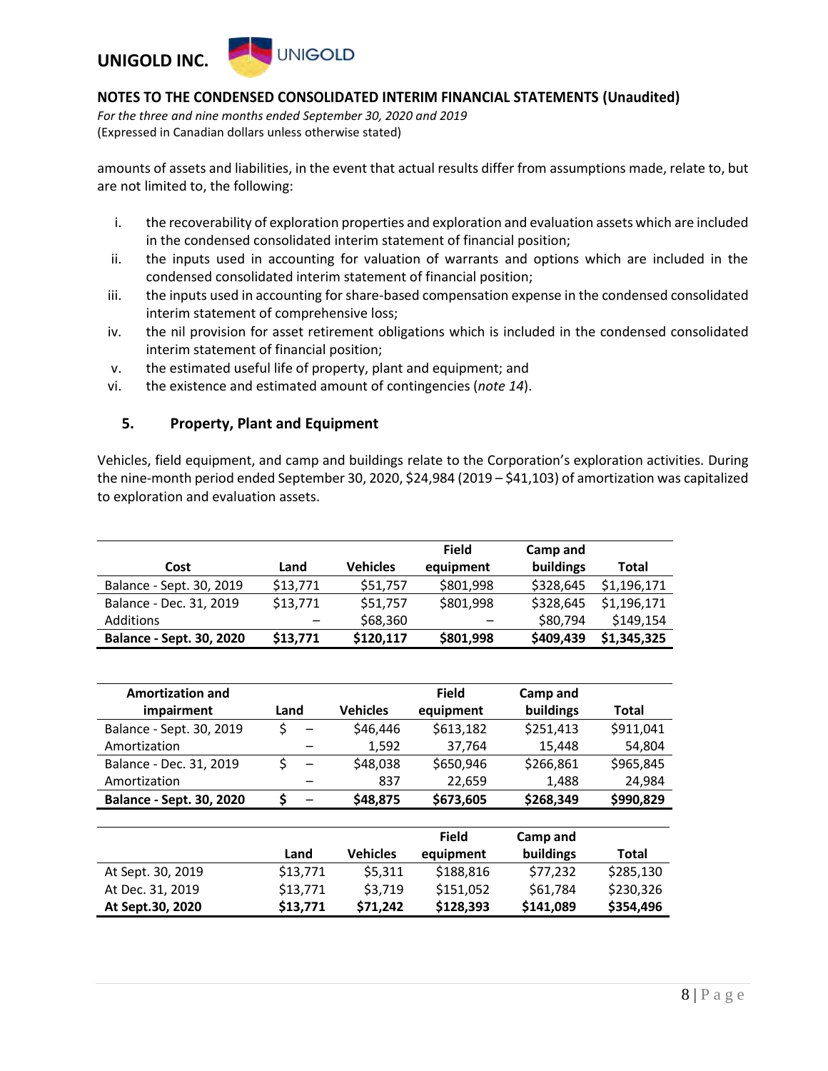amounts of assets and liabilities, in the event that actual results differ from assumptions made, relate to, but are not limited to, the following:

i. the recoverability of exploration properties and exploration and evaluation assets which are included in the condensed consolidated interim statement of financial position;
ii. the inputs used in accounting for valuation of warrants and options which are included in the condensed consolidated interim statement of financial position;
iii. the inputs used in accounting for share-based compensation expense in the condensed consolidated interim statement of comprehensive loss;
iv. the nil provision for asset retirement obligations which is included in the condensed consolidated interim statement of financial position;
v. the estimated useful life of property, plant and equipment; and
vi. the existence and estimated amount of contingencies (*note 14*).

## 5. Property, Plant and Equipment

Vehicles, field equipment, and camp and buildings relate to the Corporation's exploration activities. During the nine-month period ended September 30, 2020, $24,984 (2019 – $41,103) of amortization was capitalized to exploration and evaluation assets.

| Cost | Land | Vehicles | Field equipment | Camp and buildings | Total |
|---|---|---|---|---|---|
| Balance - Sept. 30, 2019 | $13,771 | $51,757 | $801,998 | $328,645 | $1,196,171 |
| Balance - Dec. 31, 2019 | $13,771 | $51,757 | $801,998 | $328,645 | $1,196,171 |
| Additions | – | $68,360 | – | $80,794 | $149,154 |
| **Balance - Sept. 30, 2020** | **$13,771** | **$120,117** | **$801,998** | **$409,439** | **$1,345,325** |

| Amortization and impairment | Land | Vehicles | Field equipment | Camp and buildings | Total |
|---|---|---|---|---|---|
| Balance - Sept. 30, 2019 | $ – | $46,446 | $613,182 | $251,413 | $911,041 |
| Amortization | – | 1,592 | 37,764 | 15,448 | 54,804 |
| Balance - Dec. 31, 2019 | $ – | $48,038 | $650,946 | $266,861 | $965,845 |
| Amortization | – | 837 | 22,659 | 1,488 | 24,984 |
| **Balance - Sept. 30, 2020** | **$ –** | **$48,875** | **$673,605** | **$268,349** | **$990,829** |

| | Land | Vehicles | Field equipment | Camp and buildings | Total |
|---|---|---|---|---|---|
| At Sept. 30, 2019 | $13,771 | $5,311 | $188,816 | $77,232 | $285,130 |
| At Dec. 31, 2019 | $13,771 | $3,719 | $151,052 | $61,784 | $230,326 |
| **At Sept.30, 2020** | **$13,771** | **$71,242** | **$128,393** | **$141,089** | **$354,496** |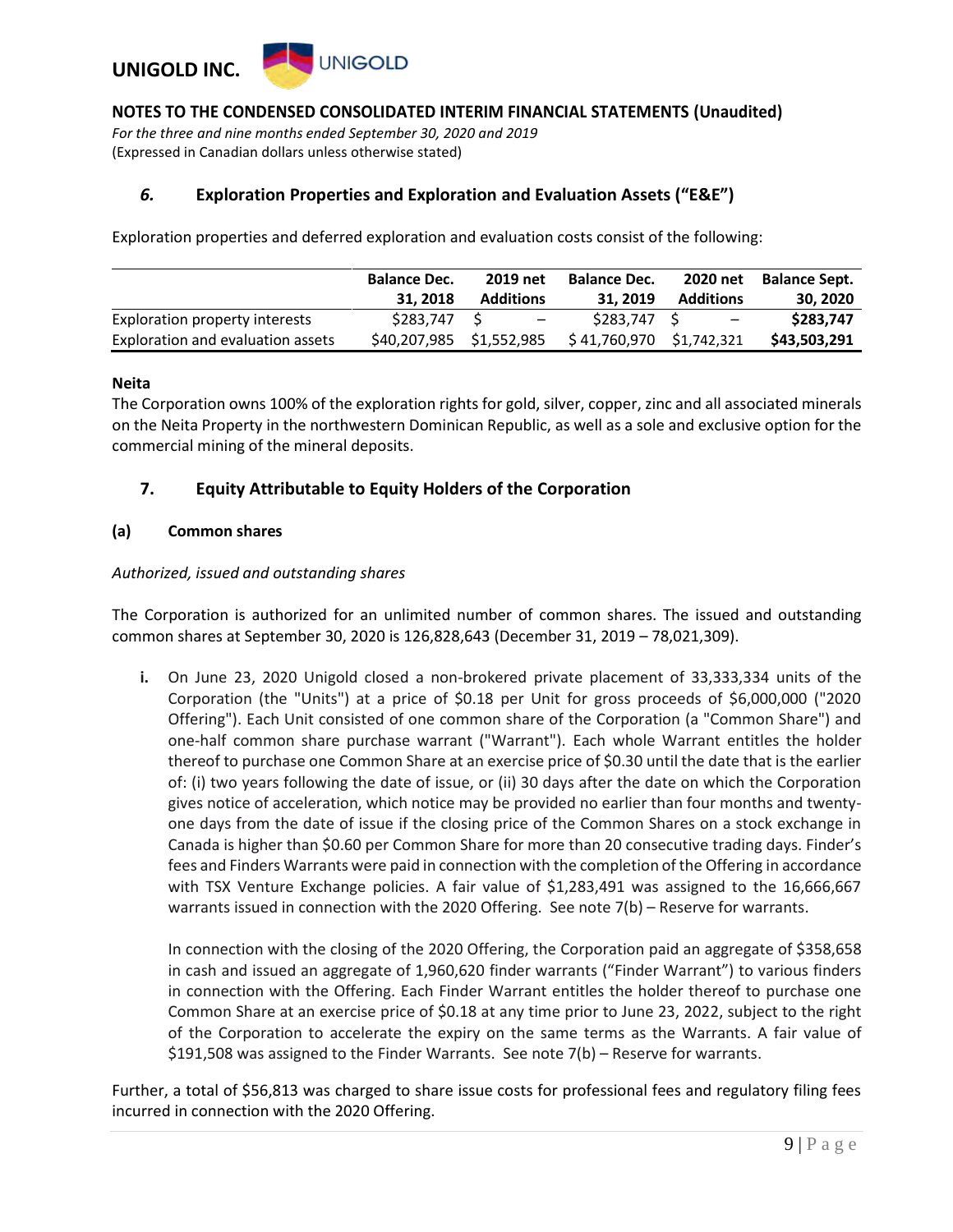## 6. Exploration Properties and Exploration and Evaluation Assets ("E&E")

Exploration properties and deferred exploration and evaluation costs consist of the following:

| | Balance Dec. 31, 2018 | 2019 net Additions | Balance Dec. 31, 2019 | 2020 net Additions | Balance Sept. 30, 2020 |
|---|---|---|---|---|---|
| Exploration property interests | $283,747 | $ – | $283,747 | $ – | **$283,747** |
| Exploration and evaluation assets | $40,207,985 | $1,552,985 | $ 41,760,970 | $1,742,321 | **$43,503,291** |

**Neita**

The Corporation owns 100% of the exploration rights for gold, silver, copper, zinc and all associated minerals on the Neita Property in the northwestern Dominican Republic, as well as a sole and exclusive option for the commercial mining of the mineral deposits.

## 7. Equity Attributable to Equity Holders of the Corporation

### (a) Common shares

*Authorized, issued and outstanding shares*

The Corporation is authorized for an unlimited number of common shares. The issued and outstanding common shares at September 30, 2020 is 126,828,643 (December 31, 2019 – 78,021,309).

i. On June 23, 2020 Unigold closed a non-brokered private placement of 33,333,334 units of the Corporation (the "Units") at a price of $0.18 per Unit for gross proceeds of $6,000,000 ("2020 Offering"). Each Unit consisted of one common share of the Corporation (a "Common Share") and one-half common share purchase warrant ("Warrant"). Each whole Warrant entitles the holder thereof to purchase one Common Share at an exercise price of $0.30 until the date that is the earlier of: (i) two years following the date of issue, or (ii) 30 days after the date on which the Corporation gives notice of acceleration, which notice may be provided no earlier than four months and twenty-one days from the date of issue if the closing price of the Common Shares on a stock exchange in Canada is higher than $0.60 per Common Share for more than 20 consecutive trading days. Finder's fees and Finders Warrants were paid in connection with the completion of the Offering in accordance with TSX Venture Exchange policies. A fair value of $1,283,491 was assigned to the 16,666,667 warrants issued in connection with the 2020 Offering. See note 7(b) – Reserve for warrants.

   In connection with the closing of the 2020 Offering, the Corporation paid an aggregate of $358,658 in cash and issued an aggregate of 1,960,620 finder warrants ("Finder Warrant") to various finders in connection with the Offering. Each Finder Warrant entitles the holder thereof to purchase one Common Share at an exercise price of $0.18 at any time prior to June 23, 2022, subject to the right of the Corporation to accelerate the expiry on the same terms as the Warrants. A fair value of $191,508 was assigned to the Finder Warrants. See note 7(b) – Reserve for warrants.

Further, a total of $56,813 was charged to share issue costs for professional fees and regulatory filing fees incurred in connection with the 2020 Offering.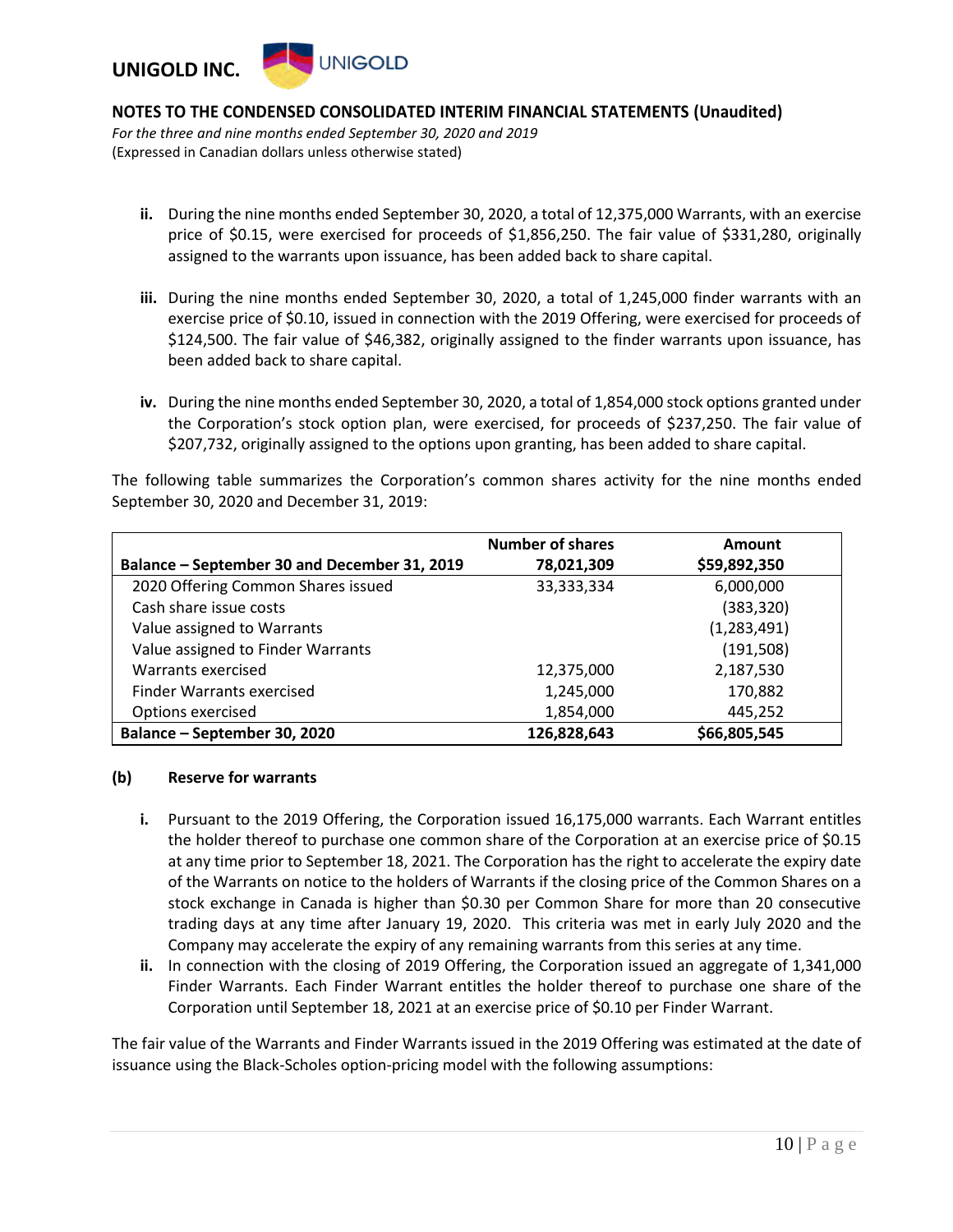ii. During the nine months ended September 30, 2020, a total of 12,375,000 Warrants, with an exercise price of $0.15, were exercised for proceeds of $1,856,250. The fair value of $331,280, originally assigned to the warrants upon issuance, has been added back to share capital.

iii. During the nine months ended September 30, 2020, a total of 1,245,000 finder warrants with an exercise price of $0.10, issued in connection with the 2019 Offering, were exercised for proceeds of $124,500. The fair value of $46,382, originally assigned to the finder warrants upon issuance, has been added back to share capital.

iv. During the nine months ended September 30, 2020, a total of 1,854,000 stock options granted under the Corporation's stock option plan, were exercised, for proceeds of $237,250. The fair value of $207,732, originally assigned to the options upon granting, has been added to share capital.

The following table summarizes the Corporation's common shares activity for the nine months ended September 30, 2020 and December 31, 2019:

| | Number of shares | Amount |
|---|---|---|
| **Balance – September 30 and December 31, 2019** | **78,021,309** | **$59,892,350** |
| 2020 Offering Common Shares issued | 33,333,334 | 6,000,000 |
| Cash share issue costs | | (383,320) |
| Value assigned to Warrants | | (1,283,491) |
| Value assigned to Finder Warrants | | (191,508) |
| Warrants exercised | 12,375,000 | 2,187,530 |
| Finder Warrants exercised | 1,245,000 | 170,882 |
| Options exercised | 1,854,000 | 445,252 |
| **Balance – September 30, 2020** | **126,828,643** | **$66,805,545** |

**(b) Reserve for warrants**

i. Pursuant to the 2019 Offering, the Corporation issued 16,175,000 warrants. Each Warrant entitles the holder thereof to purchase one common share of the Corporation at an exercise price of $0.15 at any time prior to September 18, 2021. The Corporation has the right to accelerate the expiry date of the Warrants on notice to the holders of Warrants if the closing price of the Common Shares on a stock exchange in Canada is higher than $0.30 per Common Share for more than 20 consecutive trading days at any time after January 19, 2020. This criteria was met in early July 2020 and the Company may accelerate the expiry of any remaining warrants from this series at any time.

ii. In connection with the closing of 2019 Offering, the Corporation issued an aggregate of 1,341,000 Finder Warrants. Each Finder Warrant entitles the holder thereof to purchase one share of the Corporation until September 18, 2021 at an exercise price of $0.10 per Finder Warrant.

The fair value of the Warrants and Finder Warrants issued in the 2019 Offering was estimated at the date of issuance using the Black-Scholes option-pricing model with the following assumptions: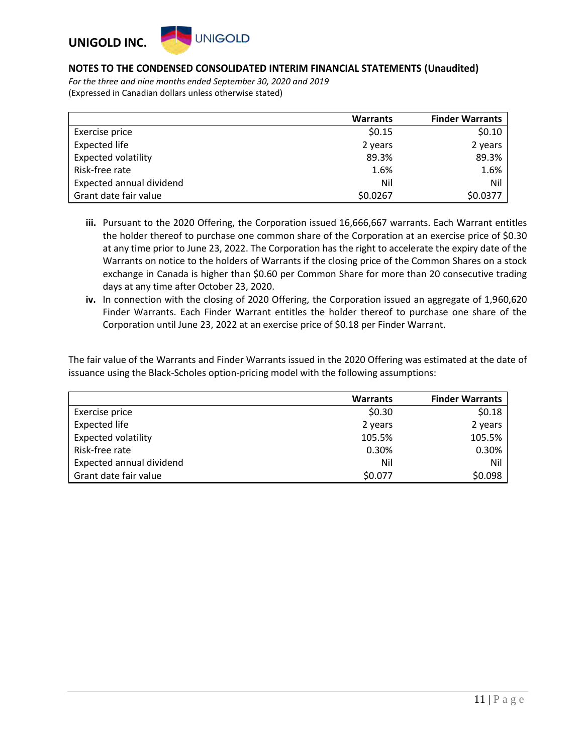|  | Warrants | Finder Warrants |
|---|---|---|
| Exercise price | $0.15 | $0.10 |
| Expected life | 2 years | 2 years |
| Expected volatility | 89.3% | 89.3% |
| Risk-free rate | 1.6% | 1.6% |
| Expected annual dividend | Nil | Nil |
| Grant date fair value | $0.0267 | $0.0377 |

- **iii.** Pursuant to the 2020 Offering, the Corporation issued 16,666,667 warrants. Each Warrant entitles the holder thereof to purchase one common share of the Corporation at an exercise price of $0.30 at any time prior to June 23, 2022. The Corporation has the right to accelerate the expiry date of the Warrants on notice to the holders of Warrants if the closing price of the Common Shares on a stock exchange in Canada is higher than $0.60 per Common Share for more than 20 consecutive trading days at any time after October 23, 2020.
- **iv.** In connection with the closing of 2020 Offering, the Corporation issued an aggregate of 1,960,620 Finder Warrants. Each Finder Warrant entitles the holder thereof to purchase one share of the Corporation until June 23, 2022 at an exercise price of $0.18 per Finder Warrant.

The fair value of the Warrants and Finder Warrants issued in the 2020 Offering was estimated at the date of issuance using the Black-Scholes option-pricing model with the following assumptions:

|  | Warrants | Finder Warrants |
|---|---|---|
| Exercise price | $0.30 | $0.18 |
| Expected life | 2 years | 2 years |
| Expected volatility | 105.5% | 105.5% |
| Risk-free rate | 0.30% | 0.30% |
| Expected annual dividend | Nil | Nil |
| Grant date fair value | $0.077 | $0.098 |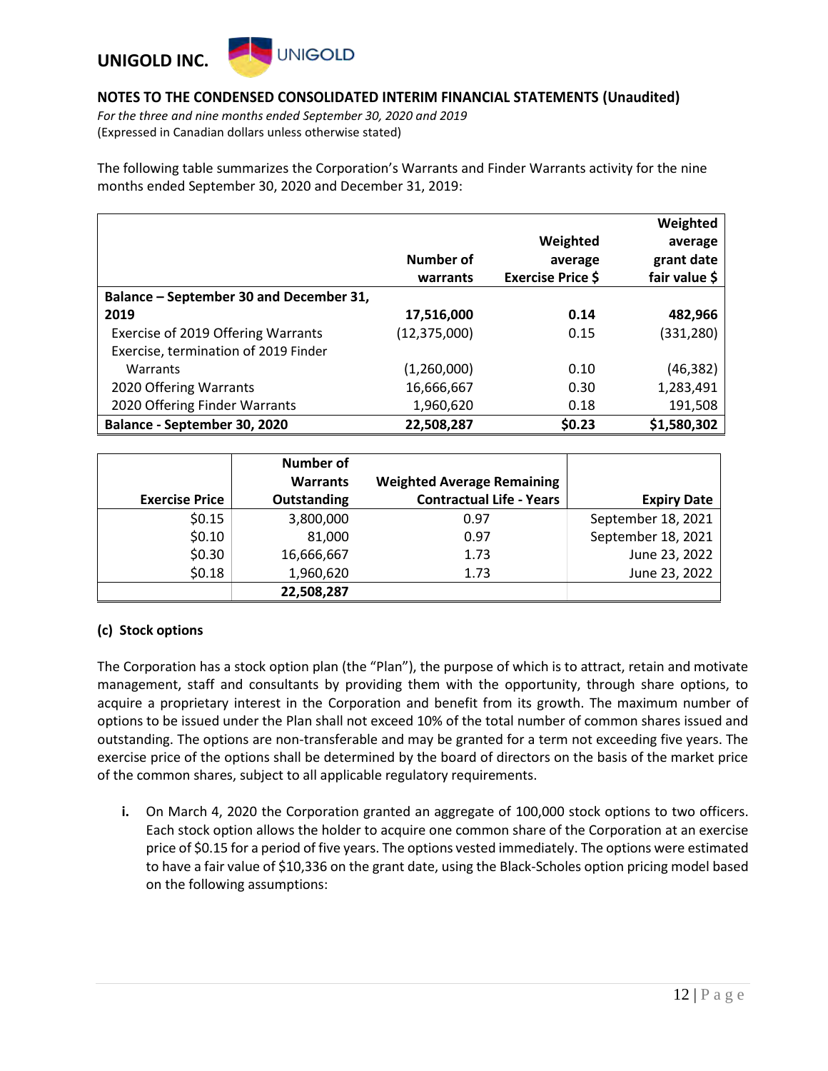The following table summarizes the Corporation's Warrants and Finder Warrants activity for the nine months ended September 30, 2020 and December 31, 2019:

| | Number of warrants | Weighted average Exercise Price $ | Weighted average grant date fair value $ |
|---|---|---|---|
| **Balance – September 30 and December 31, 2019** | **17,516,000** | **0.14** | **482,966** |
| Exercise of 2019 Offering Warrants | (12,375,000) | 0.15 | (331,280) |
| Exercise, termination of 2019 Finder Warrants | (1,260,000) | 0.10 | (46,382) |
| 2020 Offering Warrants | 16,666,667 | 0.30 | 1,283,491 |
| 2020 Offering Finder Warrants | 1,960,620 | 0.18 | 191,508 |
| **Balance - September 30, 2020** | **22,508,287** | **$0.23** | **$1,580,302** |

| Exercise Price | Number of Warrants Outstanding | Weighted Average Remaining Contractual Life - Years | Expiry Date |
|---|---|---|---|
| $0.15 | 3,800,000 | 0.97 | September 18, 2021 |
| $0.10 | 81,000 | 0.97 | September 18, 2021 |
| $0.30 | 16,666,667 | 1.73 | June 23, 2022 |
| $0.18 | 1,960,620 | 1.73 | June 23, 2022 |
| | **22,508,287** | | |

### (c) Stock options

The Corporation has a stock option plan (the "Plan"), the purpose of which is to attract, retain and motivate management, staff and consultants by providing them with the opportunity, through share options, to acquire a proprietary interest in the Corporation and benefit from its growth. The maximum number of options to be issued under the Plan shall not exceed 10% of the total number of common shares issued and outstanding. The options are non-transferable and may be granted for a term not exceeding five years. The exercise price of the options shall be determined by the board of directors on the basis of the market price of the common shares, subject to all applicable regulatory requirements.

**i.** On March 4, 2020 the Corporation granted an aggregate of 100,000 stock options to two officers. Each stock option allows the holder to acquire one common share of the Corporation at an exercise price of $0.15 for a period of five years. The options vested immediately. The options were estimated to have a fair value of $10,336 on the grant date, using the Black-Scholes option pricing model based on the following assumptions: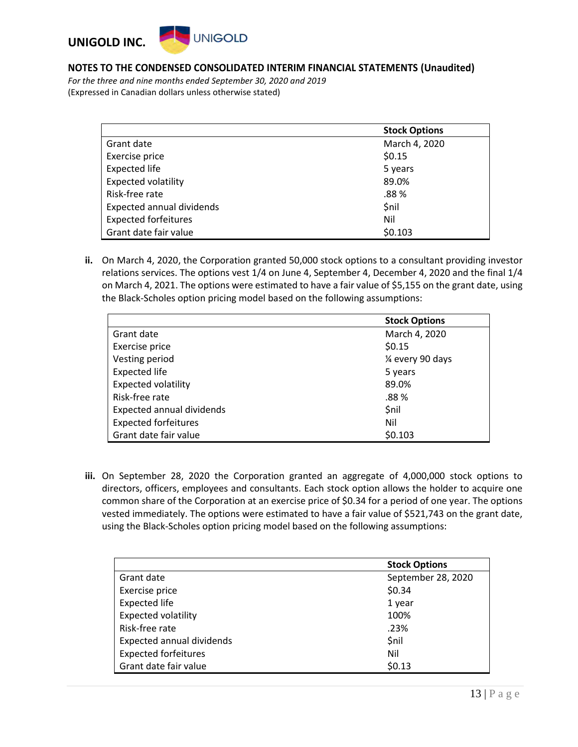|  | Stock Options |
|---|---|
| Grant date | March 4, 2020 |
| Exercise price | $0.15 |
| Expected life | 5 years |
| Expected volatility | 89.0% |
| Risk-free rate | .88 % |
| Expected annual dividends | $nil |
| Expected forfeitures | Nil |
| Grant date fair value | $0.103 |

**ii.** On March 4, 2020, the Corporation granted 50,000 stock options to a consultant providing investor relations services. The options vest 1/4 on June 4, September 4, December 4, 2020 and the final 1/4 on March 4, 2021. The options were estimated to have a fair value of $5,155 on the grant date, using the Black-Scholes option pricing model based on the following assumptions:

|  | Stock Options |
|---|---|
| Grant date | March 4, 2020 |
| Exercise price | $0.15 |
| Vesting period | ¼ every 90 days |
| Expected life | 5 years |
| Expected volatility | 89.0% |
| Risk-free rate | .88 % |
| Expected annual dividends | $nil |
| Expected forfeitures | Nil |
| Grant date fair value | $0.103 |

**iii.** On September 28, 2020 the Corporation granted an aggregate of 4,000,000 stock options to directors, officers, employees and consultants. Each stock option allows the holder to acquire one common share of the Corporation at an exercise price of $0.34 for a period of one year. The options vested immediately. The options were estimated to have a fair value of $521,743 on the grant date, using the Black-Scholes option pricing model based on the following assumptions:

|  | Stock Options |
|---|---|
| Grant date | September 28, 2020 |
| Exercise price | $0.34 |
| Expected life | 1 year |
| Expected volatility | 100% |
| Risk-free rate | .23% |
| Expected annual dividends | $nil |
| Expected forfeitures | Nil |
| Grant date fair value | $0.13 |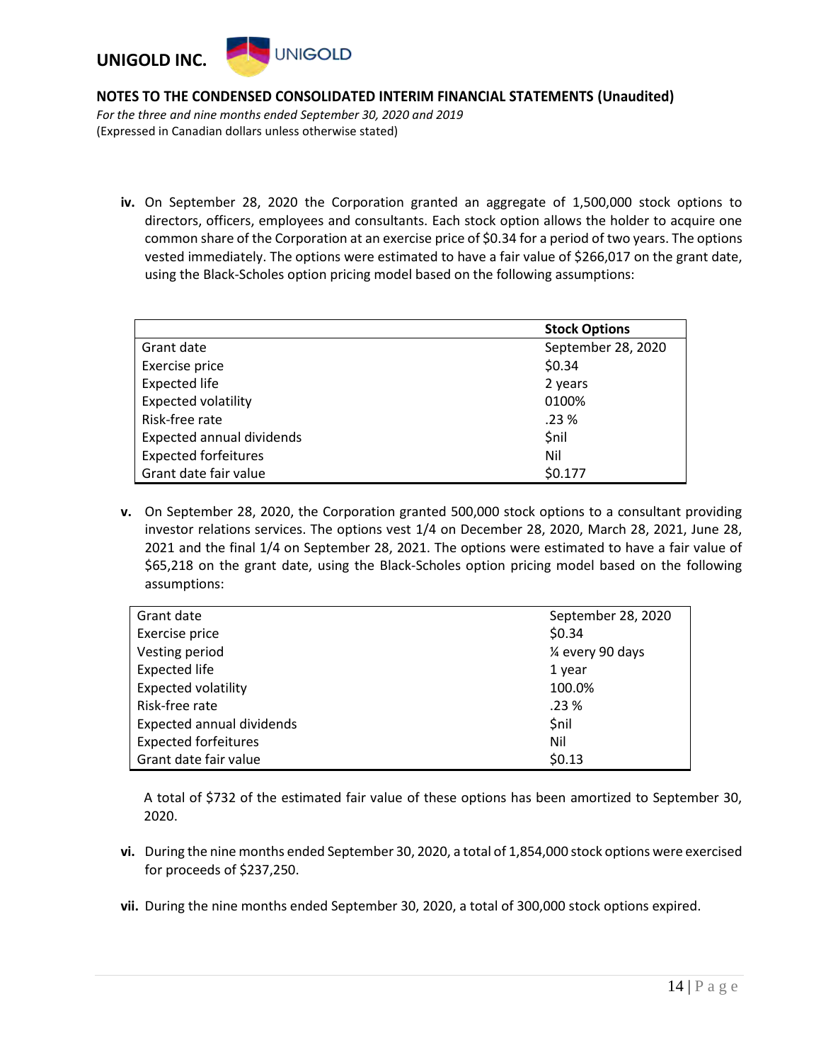iv. On September 28, 2020 the Corporation granted an aggregate of 1,500,000 stock options to directors, officers, employees and consultants. Each stock option allows the holder to acquire one common share of the Corporation at an exercise price of $0.34 for a period of two years. The options vested immediately. The options were estimated to have a fair value of $266,017 on the grant date, using the Black-Scholes option pricing model based on the following assumptions:

| | **Stock Options** |
|---|---|
| Grant date | September 28, 2020 |
| Exercise price | $0.34 |
| Expected life | 2 years |
| Expected volatility | 0100% |
| Risk-free rate | .23 % |
| Expected annual dividends | $nil |
| Expected forfeitures | Nil |
| Grant date fair value | $0.177 |

v. On September 28, 2020, the Corporation granted 500,000 stock options to a consultant providing investor relations services. The options vest 1/4 on December 28, 2020, March 28, 2021, June 28, 2021 and the final 1/4 on September 28, 2021. The options were estimated to have a fair value of $65,218 on the grant date, using the Black-Scholes option pricing model based on the following assumptions:

| | |
|---|---|
| Grant date | September 28, 2020 |
| Exercise price | $0.34 |
| Vesting period | ¼ every 90 days |
| Expected life | 1 year |
| Expected volatility | 100.0% |
| Risk-free rate | .23 % |
| Expected annual dividends | $nil |
| Expected forfeitures | Nil |
| Grant date fair value | $0.13 |

A total of $732 of the estimated fair value of these options has been amortized to September 30, 2020.

vi. During the nine months ended September 30, 2020, a total of 1,854,000 stock options were exercised for proceeds of $237,250.

vii. During the nine months ended September 30, 2020, a total of 300,000 stock options expired.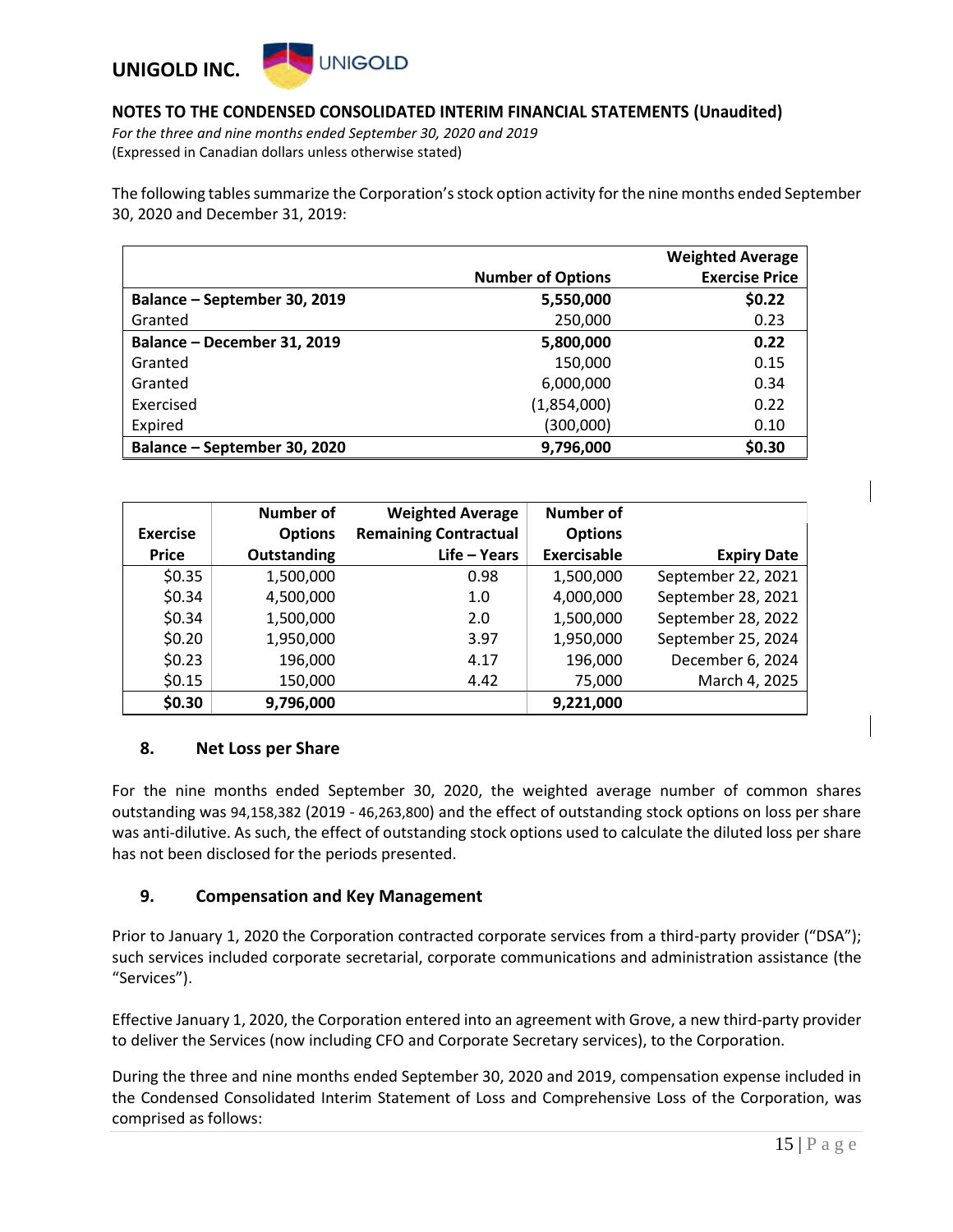The following tables summarize the Corporation's stock option activity for the nine months ended September 30, 2020 and December 31, 2019:

| | Number of Options | Weighted Average Exercise Price |
|---|---|---|
| **Balance – September 30, 2019** | **5,550,000** | **$0.22** |
| Granted | 250,000 | 0.23 |
| **Balance – December 31, 2019** | **5,800,000** | **0.22** |
| Granted | 150,000 | 0.15 |
| Granted | 6,000,000 | 0.34 |
| Exercised | (1,854,000) | 0.22 |
| Expired | (300,000) | 0.10 |
| **Balance – September 30, 2020** | **9,796,000** | **$0.30** |

| Exercise Price | Number of Options Outstanding | Weighted Average Remaining Contractual Life – Years | Number of Options Exercisable | Expiry Date |
|---|---|---|---|---|
| $0.35 | 1,500,000 | 0.98 | 1,500,000 | September 22, 2021 |
| $0.34 | 4,500,000 | 1.0 | 4,000,000 | September 28, 2021 |
| $0.34 | 1,500,000 | 2.0 | 1,500,000 | September 28, 2022 |
| $0.20 | 1,950,000 | 3.97 | 1,950,000 | September 25, 2024 |
| $0.23 | 196,000 | 4.17 | 196,000 | December 6, 2024 |
| $0.15 | 150,000 | 4.42 | 75,000 | March 4, 2025 |
| **$0.30** | **9,796,000** | | **9,221,000** | |

## 8. Net Loss per Share

For the nine months ended September 30, 2020, the weighted average number of common shares outstanding was 94,158,382 (2019 - 46,263,800) and the effect of outstanding stock options on loss per share was anti-dilutive. As such, the effect of outstanding stock options used to calculate the diluted loss per share has not been disclosed for the periods presented.

## 9. Compensation and Key Management

Prior to January 1, 2020 the Corporation contracted corporate services from a third-party provider ("DSA"); such services included corporate secretarial, corporate communications and administration assistance (the "Services").

Effective January 1, 2020, the Corporation entered into an agreement with Grove, a new third-party provider to deliver the Services (now including CFO and Corporate Secretary services), to the Corporation.

During the three and nine months ended September 30, 2020 and 2019, compensation expense included in the Condensed Consolidated Interim Statement of Loss and Comprehensive Loss of the Corporation, was comprised as follows: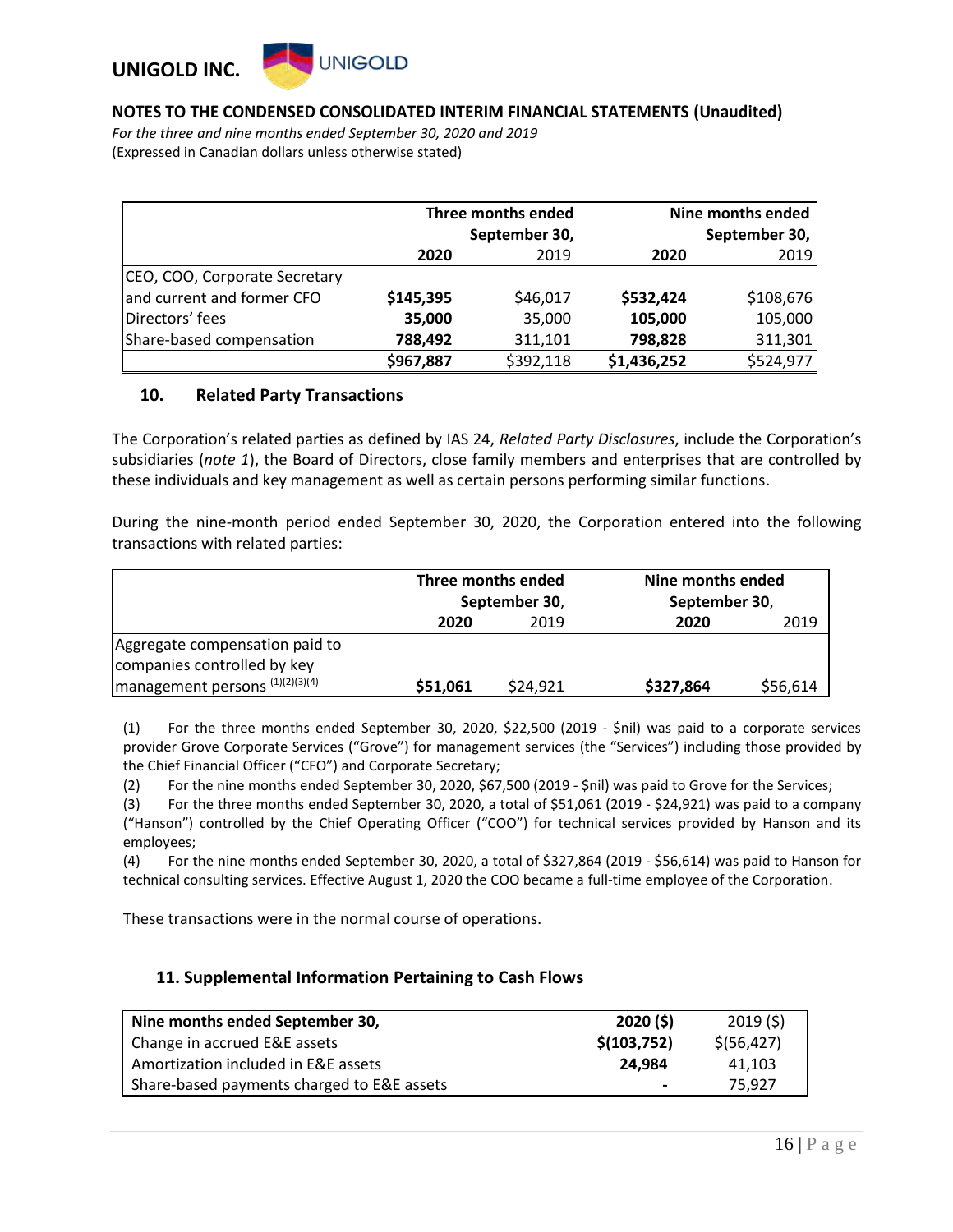| | Three months ended September 30, | | Nine months ended September 30, | |
|---|---|---|---|---|
| | **2020** | 2019 | **2020** | 2019 |
| CEO, COO, Corporate Secretary and current and former CFO | **$145,395** | $46,017 | **$532,424** | $108,676 |
| Directors' fees | **35,000** | 35,000 | **105,000** | 105,000 |
| Share-based compensation | **788,492** | 311,101 | **798,828** | 311,301 |
| | **$967,887** | $392,118 | **$1,436,252** | $524,977 |

## 10. Related Party Transactions

The Corporation's related parties as defined by IAS 24, *Related Party Disclosures*, include the Corporation's subsidiaries (*note 1*), the Board of Directors, close family members and enterprises that are controlled by these individuals and key management as well as certain persons performing similar functions.

During the nine-month period ended September 30, 2020, the Corporation entered into the following transactions with related parties:

| | Three months ended September 30, | | Nine months ended September 30, | |
|---|---|---|---|---|
| | **2020** | 2019 | **2020** | 2019 |
| Aggregate compensation paid to companies controlled by key management persons (1)(2)(3)(4) | **$51,061** | $24,921 | **$327,864** | $56,614 |

(1) For the three months ended September 30, 2020, $22,500 (2019 - $nil) was paid to a corporate services provider Grove Corporate Services ("Grove") for management services (the "Services") including those provided by the Chief Financial Officer ("CFO") and Corporate Secretary;

(2) For the nine months ended September 30, 2020, $67,500 (2019 - $nil) was paid to Grove for the Services;

(3) For the three months ended September 30, 2020, a total of $51,061 (2019 - $24,921) was paid to a company ("Hanson") controlled by the Chief Operating Officer ("COO") for technical services provided by Hanson and its employees;

(4) For the nine months ended September 30, 2020, a total of $327,864 (2019 - $56,614) was paid to Hanson for technical consulting services. Effective August 1, 2020 the COO became a full-time employee of the Corporation.

These transactions were in the normal course of operations.

## 11. Supplemental Information Pertaining to Cash Flows

| Nine months ended September 30, | 2020 ($) | 2019 ($) |
|---|---|---|
| Change in accrued E&E assets | **$(103,752)** | $(56,427) |
| Amortization included in E&E assets | **24,984** | 41,103 |
| Share-based payments charged to E&E assets | **-** | 75,927 |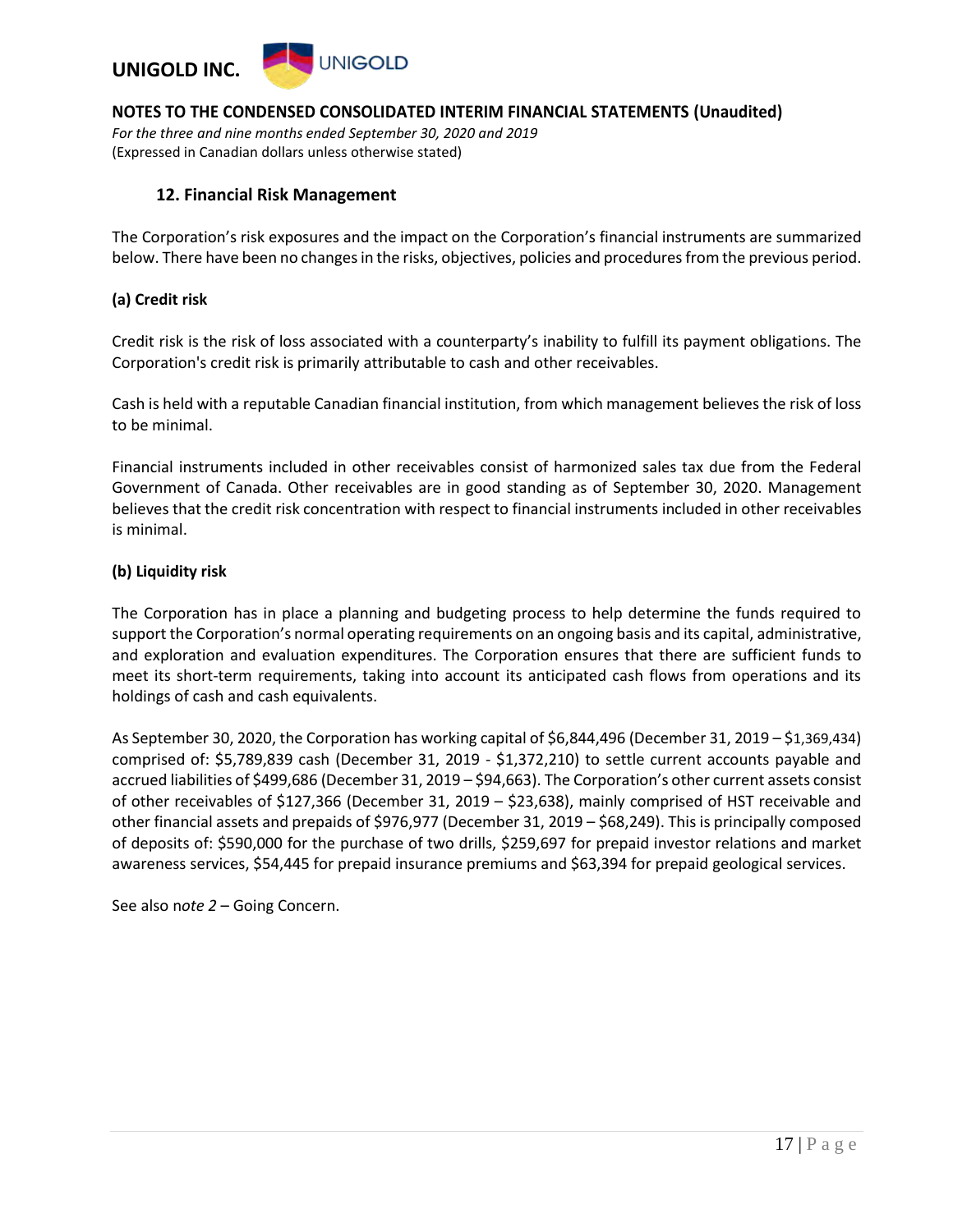## 12. Financial Risk Management

The Corporation's risk exposures and the impact on the Corporation's financial instruments are summarized below. There have been no changes in the risks, objectives, policies and procedures from the previous period.

### (a) Credit risk

Credit risk is the risk of loss associated with a counterparty's inability to fulfill its payment obligations. The Corporation's credit risk is primarily attributable to cash and other receivables.

Cash is held with a reputable Canadian financial institution, from which management believes the risk of loss to be minimal.

Financial instruments included in other receivables consist of harmonized sales tax due from the Federal Government of Canada. Other receivables are in good standing as of September 30, 2020. Management believes that the credit risk concentration with respect to financial instruments included in other receivables is minimal.

### (b) Liquidity risk

The Corporation has in place a planning and budgeting process to help determine the funds required to support the Corporation's normal operating requirements on an ongoing basis and its capital, administrative, and exploration and evaluation expenditures. The Corporation ensures that there are sufficient funds to meet its short-term requirements, taking into account its anticipated cash flows from operations and its holdings of cash and cash equivalents.

As September 30, 2020, the Corporation has working capital of $6,844,496 (December 31, 2019 – $1,369,434) comprised of: $5,789,839 cash (December 31, 2019 - $1,372,210) to settle current accounts payable and accrued liabilities of $499,686 (December 31, 2019 – $94,663). The Corporation's other current assets consist of other receivables of $127,366 (December 31, 2019 – $23,638), mainly comprised of HST receivable and other financial assets and prepaids of $976,977 (December 31, 2019 – $68,249). This is principally composed of deposits of: $590,000 for the purchase of two drills, $259,697 for prepaid investor relations and market awareness services, $54,445 for prepaid insurance premiums and $63,394 for prepaid geological services.

See also n*ote 2* – Going Concern.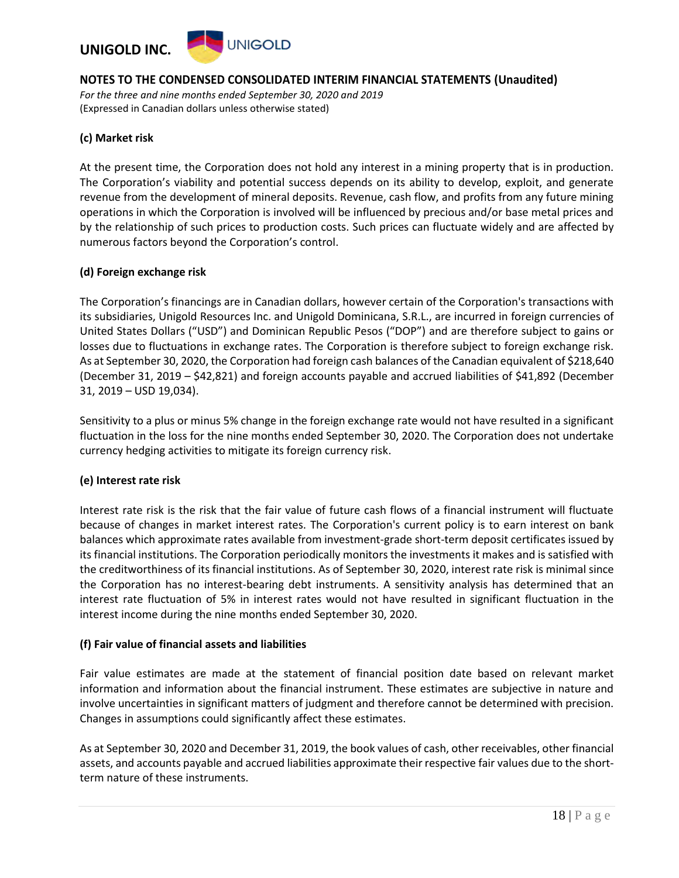**(c) Market risk**

At the present time, the Corporation does not hold any interest in a mining property that is in production. The Corporation's viability and potential success depends on its ability to develop, exploit, and generate revenue from the development of mineral deposits. Revenue, cash flow, and profits from any future mining operations in which the Corporation is involved will be influenced by precious and/or base metal prices and by the relationship of such prices to production costs. Such prices can fluctuate widely and are affected by numerous factors beyond the Corporation's control.

**(d) Foreign exchange risk**

The Corporation's financings are in Canadian dollars, however certain of the Corporation's transactions with its subsidiaries, Unigold Resources Inc. and Unigold Dominicana, S.R.L., are incurred in foreign currencies of United States Dollars ("USD") and Dominican Republic Pesos ("DOP") and are therefore subject to gains or losses due to fluctuations in exchange rates. The Corporation is therefore subject to foreign exchange risk. As at September 30, 2020, the Corporation had foreign cash balances of the Canadian equivalent of $218,640 (December 31, 2019 – $42,821) and foreign accounts payable and accrued liabilities of $41,892 (December 31, 2019 – USD 19,034).

Sensitivity to a plus or minus 5% change in the foreign exchange rate would not have resulted in a significant fluctuation in the loss for the nine months ended September 30, 2020. The Corporation does not undertake currency hedging activities to mitigate its foreign currency risk.

**(e) Interest rate risk**

Interest rate risk is the risk that the fair value of future cash flows of a financial instrument will fluctuate because of changes in market interest rates. The Corporation's current policy is to earn interest on bank balances which approximate rates available from investment-grade short-term deposit certificates issued by its financial institutions. The Corporation periodically monitors the investments it makes and is satisfied with the creditworthiness of its financial institutions. As of September 30, 2020, interest rate risk is minimal since the Corporation has no interest-bearing debt instruments. A sensitivity analysis has determined that an interest rate fluctuation of 5% in interest rates would not have resulted in significant fluctuation in the interest income during the nine months ended September 30, 2020.

**(f) Fair value of financial assets and liabilities**

Fair value estimates are made at the statement of financial position date based on relevant market information and information about the financial instrument. These estimates are subjective in nature and involve uncertainties in significant matters of judgment and therefore cannot be determined with precision. Changes in assumptions could significantly affect these estimates.

As at September 30, 2020 and December 31, 2019, the book values of cash, other receivables, other financial assets, and accounts payable and accrued liabilities approximate their respective fair values due to the short-term nature of these instruments.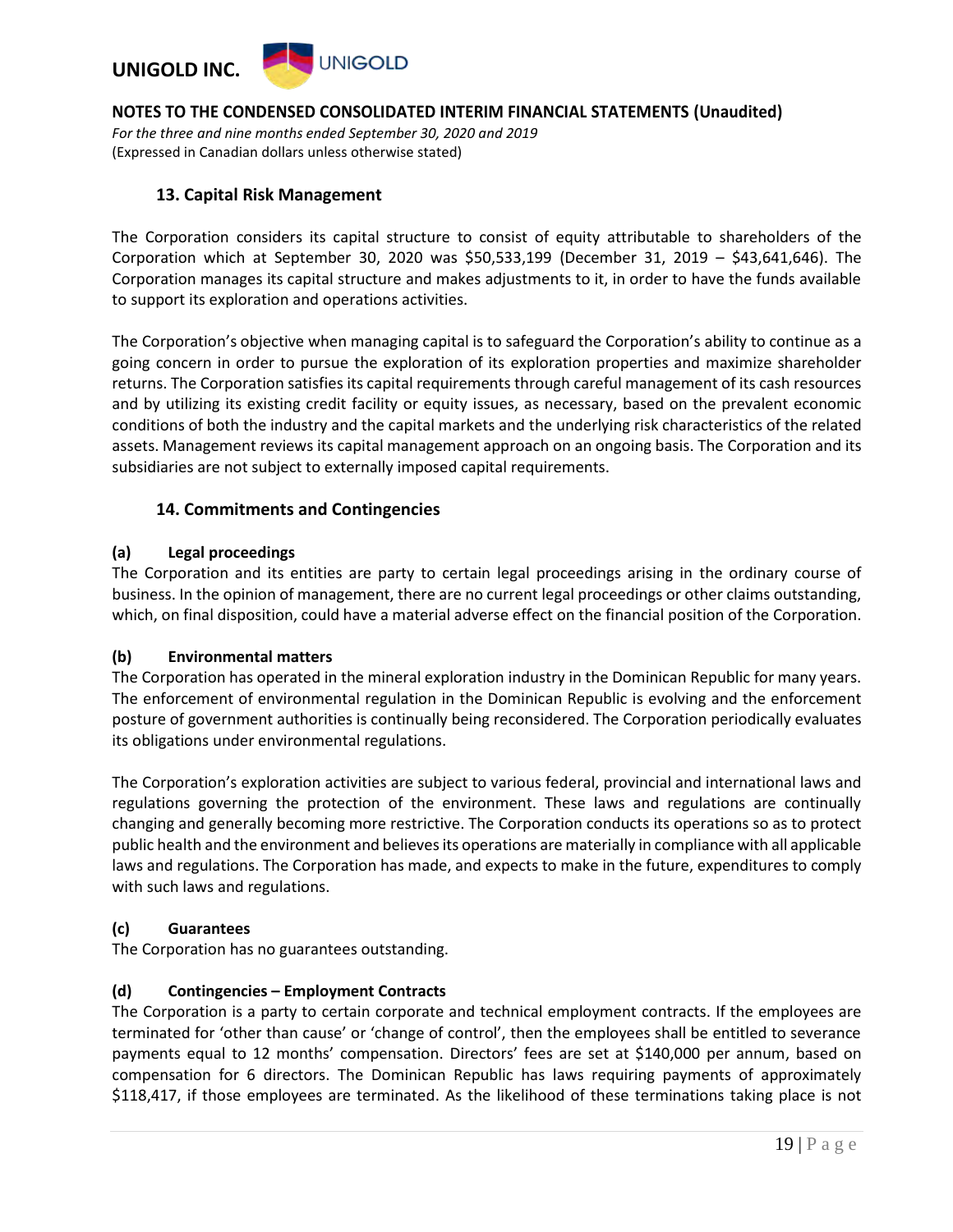## 13. Capital Risk Management

The Corporation considers its capital structure to consist of equity attributable to shareholders of the Corporation which at September 30, 2020 was $50,533,199 (December 31, 2019 – $43,641,646). The Corporation manages its capital structure and makes adjustments to it, in order to have the funds available to support its exploration and operations activities.

The Corporation's objective when managing capital is to safeguard the Corporation's ability to continue as a going concern in order to pursue the exploration of its exploration properties and maximize shareholder returns. The Corporation satisfies its capital requirements through careful management of its cash resources and by utilizing its existing credit facility or equity issues, as necessary, based on the prevalent economic conditions of both the industry and the capital markets and the underlying risk characteristics of the related assets. Management reviews its capital management approach on an ongoing basis. The Corporation and its subsidiaries are not subject to externally imposed capital requirements.

## 14. Commitments and Contingencies

**(a) Legal proceedings**

The Corporation and its entities are party to certain legal proceedings arising in the ordinary course of business. In the opinion of management, there are no current legal proceedings or other claims outstanding, which, on final disposition, could have a material adverse effect on the financial position of the Corporation.

**(b) Environmental matters**

The Corporation has operated in the mineral exploration industry in the Dominican Republic for many years. The enforcement of environmental regulation in the Dominican Republic is evolving and the enforcement posture of government authorities is continually being reconsidered. The Corporation periodically evaluates its obligations under environmental regulations.

The Corporation's exploration activities are subject to various federal, provincial and international laws and regulations governing the protection of the environment. These laws and regulations are continually changing and generally becoming more restrictive. The Corporation conducts its operations so as to protect public health and the environment and believes its operations are materially in compliance with all applicable laws and regulations. The Corporation has made, and expects to make in the future, expenditures to comply with such laws and regulations.

**(c) Guarantees**

The Corporation has no guarantees outstanding.

**(d) Contingencies – Employment Contracts**

The Corporation is a party to certain corporate and technical employment contracts. If the employees are terminated for 'other than cause' or 'change of control', then the employees shall be entitled to severance payments equal to 12 months' compensation. Directors' fees are set at $140,000 per annum, based on compensation for 6 directors. The Dominican Republic has laws requiring payments of approximately $118,417, if those employees are terminated. As the likelihood of these terminations taking place is not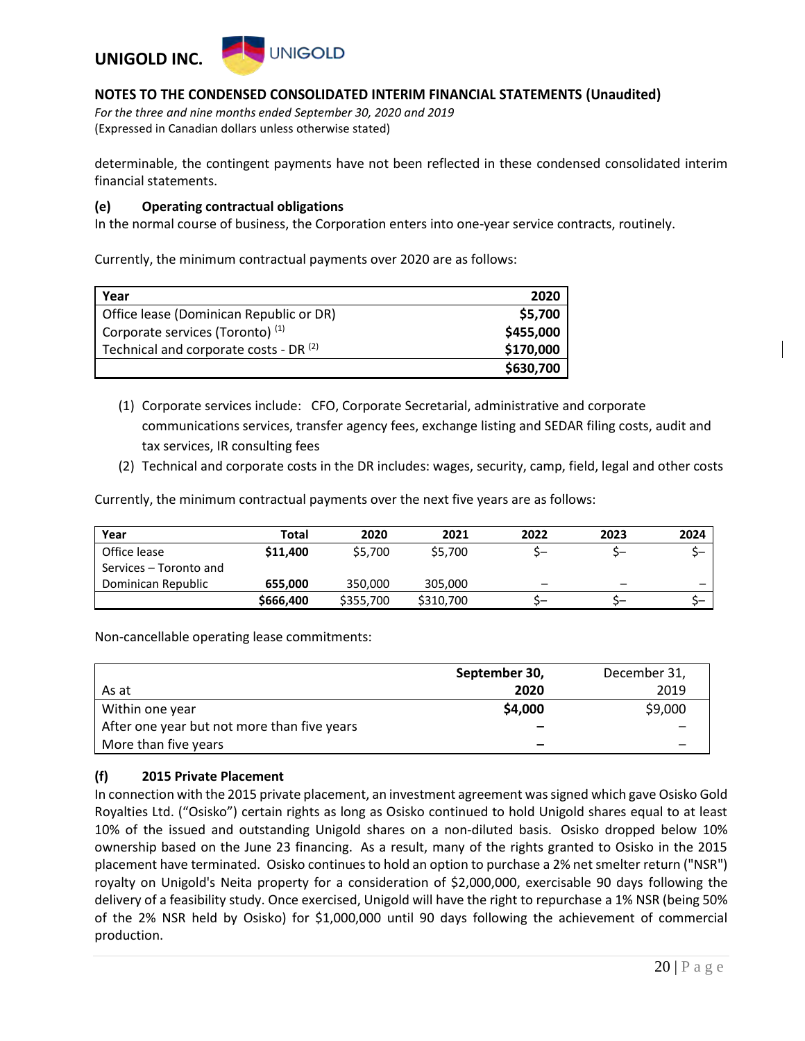determinable, the contingent payments have not been reflected in these condensed consolidated interim financial statements.

**(e) Operating contractual obligations**

In the normal course of business, the Corporation enters into one-year service contracts, routinely.

Currently, the minimum contractual payments over 2020 are as follows:

| Year | 2020 |
|---|---|
| Office lease (Dominican Republic or DR) | **$5,700** |
| Corporate services (Toronto) (1) | **$455,000** |
| Technical and corporate costs - DR (2) | **$170,000** |
| | **$630,700** |

1. Corporate services include: CFO, Corporate Secretarial, administrative and corporate communications services, transfer agency fees, exchange listing and SEDAR filing costs, audit and tax services, IR consulting fees
2. Technical and corporate costs in the DR includes: wages, security, camp, field, legal and other costs

Currently, the minimum contractual payments over the next five years are as follows:

| Year | Total | 2020 | 2021 | 2022 | 2023 | 2024 |
|---|---|---|---|---|---|---|
| Office lease | **$11,400** | $5,700 | $5,700 | $– | $– | $– |
| Services – Toronto and Dominican Republic | **655,000** | 350,000 | 305,000 | – | – | – |
| | **$666,400** | $355,700 | $310,700 | $– | $– | $– |

Non-cancellable operating lease commitments:

| As at | September 30, 2020 | December 31, 2019 |
|---|---|---|
| Within one year | **$4,000** | $9,000 |
| After one year but not more than five years | **–** | – |
| More than five years | **–** | – |

**(f) 2015 Private Placement**

In connection with the 2015 private placement, an investment agreement was signed which gave Osisko Gold Royalties Ltd. ("Osisko") certain rights as long as Osisko continued to hold Unigold shares equal to at least 10% of the issued and outstanding Unigold shares on a non-diluted basis. Osisko dropped below 10% ownership based on the June 23 financing. As a result, many of the rights granted to Osisko in the 2015 placement have terminated. Osisko continues to hold an option to purchase a 2% net smelter return ("NSR") royalty on Unigold's Neita property for a consideration of $2,000,000, exercisable 90 days following the delivery of a feasibility study. Once exercised, Unigold will have the right to repurchase a 1% NSR (being 50% of the 2% NSR held by Osisko) for $1,000,000 until 90 days following the achievement of commercial production.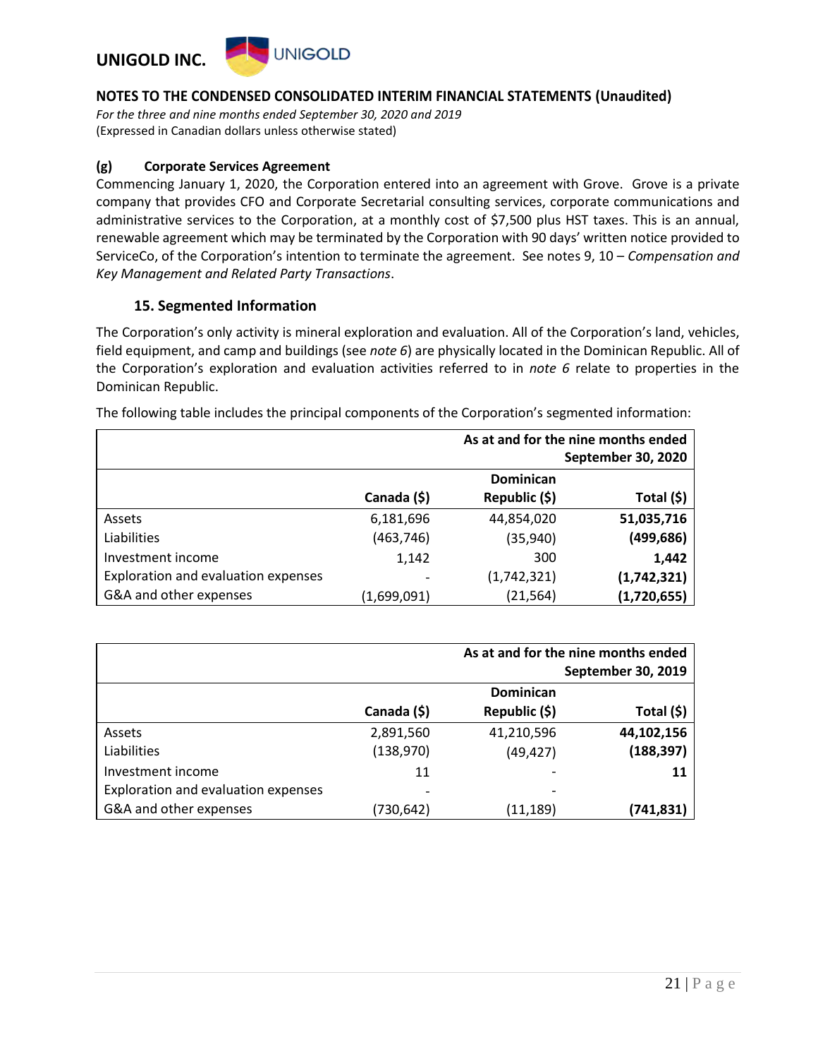#### (g) Corporate Services Agreement

Commencing January 1, 2020, the Corporation entered into an agreement with Grove. Grove is a private company that provides CFO and Corporate Secretarial consulting services, corporate communications and administrative services to the Corporation, at a monthly cost of $7,500 plus HST taxes. This is an annual, renewable agreement which may be terminated by the Corporation with 90 days' written notice provided to ServiceCo, of the Corporation's intention to terminate the agreement. See notes 9, 10 – *Compensation and Key Management and Related Party Transactions*.

## 15. Segmented Information

The Corporation's only activity is mineral exploration and evaluation. All of the Corporation's land, vehicles, field equipment, and camp and buildings (see *note 6*) are physically located in the Dominican Republic. All of the Corporation's exploration and evaluation activities referred to in *note 6* relate to properties in the Dominican Republic.

The following table includes the principal components of the Corporation's segmented information:

| | As at and for the nine months ended September 30, 2020 | | |
|---|---|---|---|
| | **Canada ($)** | **Dominican Republic ($)** | **Total ($)** |
| Assets | 6,181,696 | 44,854,020 | **51,035,716** |
| Liabilities | (463,746) | (35,940) | **(499,686)** |
| Investment income | 1,142 | 300 | **1,442** |
| Exploration and evaluation expenses | - | (1,742,321) | **(1,742,321)** |
| G&A and other expenses | (1,699,091) | (21,564) | **(1,720,655)** |

| | As at and for the nine months ended September 30, 2019 | | |
|---|---|---|---|
| | **Canada ($)** | **Dominican Republic ($)** | **Total ($)** |
| Assets | 2,891,560 | 41,210,596 | **44,102,156** |
| Liabilities | (138,970) | (49,427) | **(188,397)** |
| Investment income | 11 | - | **11** |
| Exploration and evaluation expenses | - | - | |
| G&A and other expenses | (730,642) | (11,189) | **(741,831)** |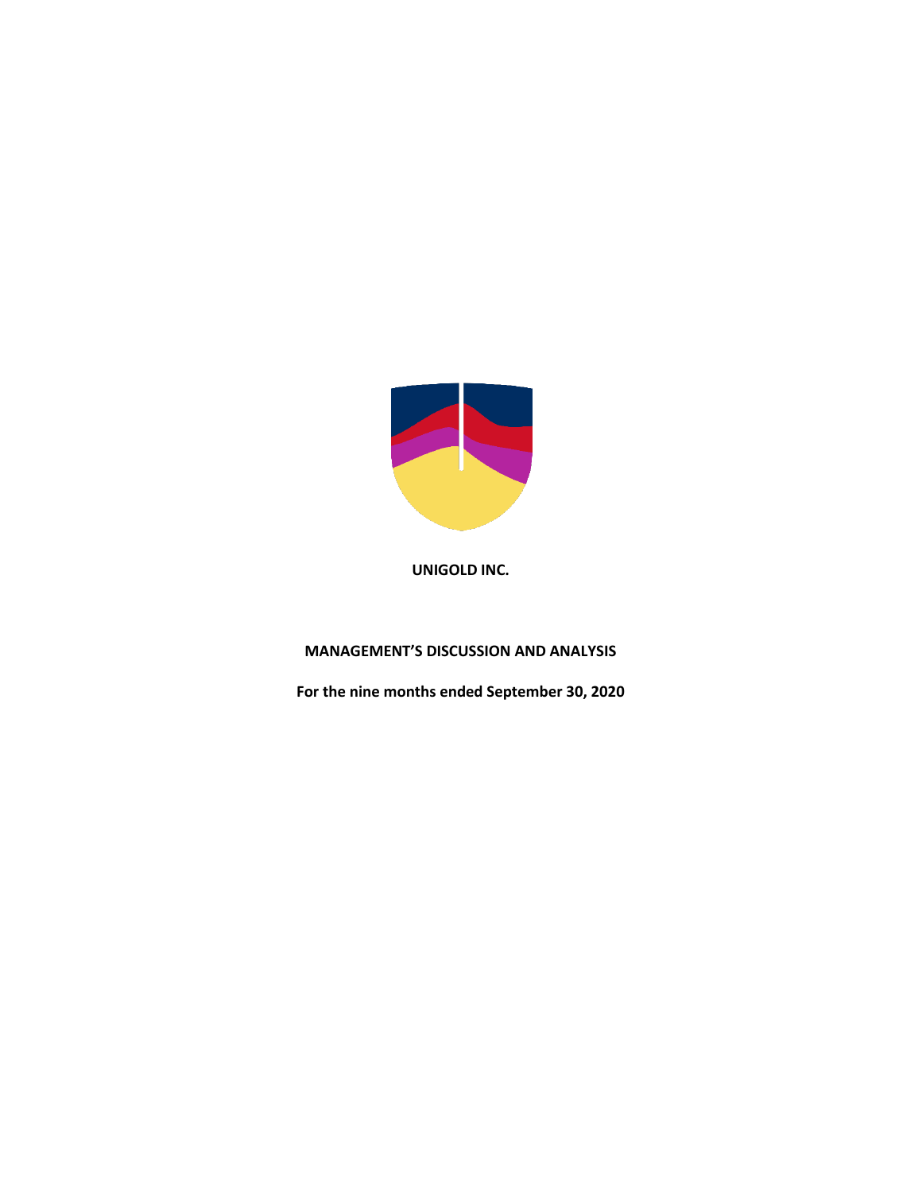**UNIGOLD INC.**

**MANAGEMENT'S DISCUSSION AND ANALYSIS**

**For the nine months ended September 30, 2020**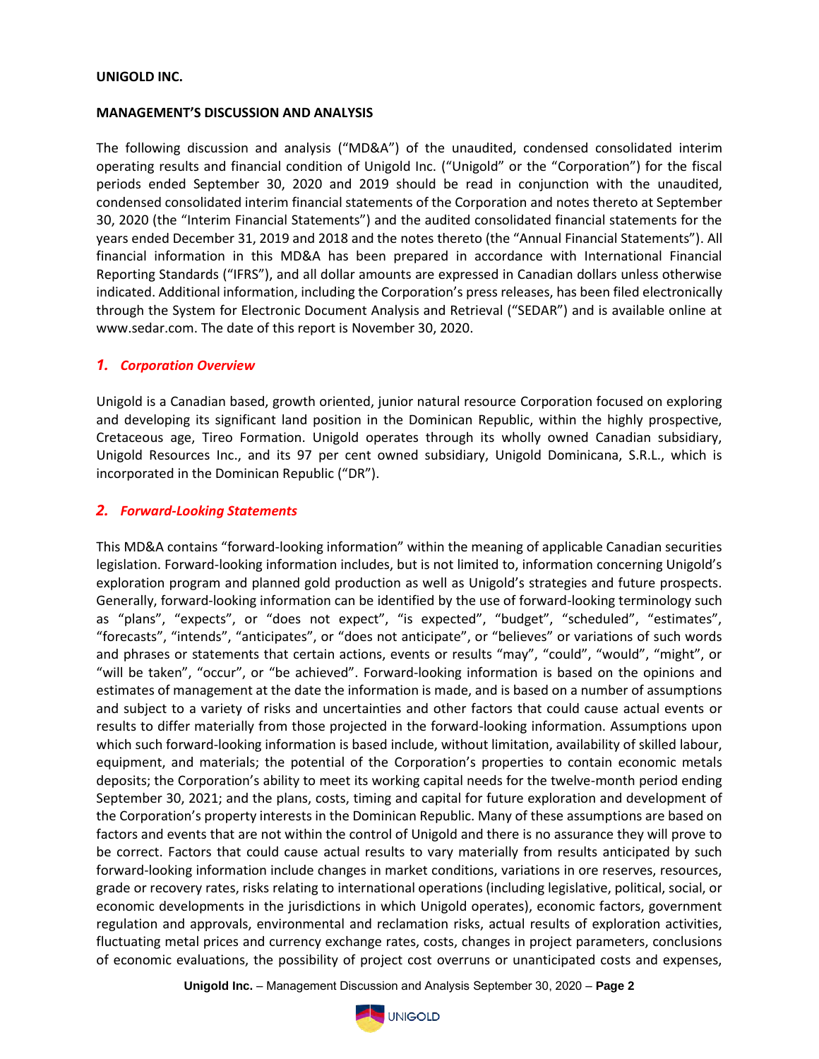**UNIGOLD INC.**

**MANAGEMENT'S DISCUSSION AND ANALYSIS**

The following discussion and analysis ("MD&A") of the unaudited, condensed consolidated interim operating results and financial condition of Unigold Inc. ("Unigold" or the "Corporation") for the fiscal periods ended September 30, 2020 and 2019 should be read in conjunction with the unaudited, condensed consolidated interim financial statements of the Corporation and notes thereto at September 30, 2020 (the "Interim Financial Statements") and the audited consolidated financial statements for the years ended December 31, 2019 and 2018 and the notes thereto (the "Annual Financial Statements"). All financial information in this MD&A has been prepared in accordance with International Financial Reporting Standards ("IFRS"), and all dollar amounts are expressed in Canadian dollars unless otherwise indicated. Additional information, including the Corporation's press releases, has been filed electronically through the System for Electronic Document Analysis and Retrieval ("SEDAR") and is available online at www.sedar.com. The date of this report is November 30, 2020.

## *1. Corporation Overview*

Unigold is a Canadian based, growth oriented, junior natural resource Corporation focused on exploring and developing its significant land position in the Dominican Republic, within the highly prospective, Cretaceous age, Tireo Formation. Unigold operates through its wholly owned Canadian subsidiary, Unigold Resources Inc., and its 97 per cent owned subsidiary, Unigold Dominicana, S.R.L., which is incorporated in the Dominican Republic ("DR").

## *2. Forward-Looking Statements*

This MD&A contains "forward-looking information" within the meaning of applicable Canadian securities legislation. Forward-looking information includes, but is not limited to, information concerning Unigold's exploration program and planned gold production as well as Unigold's strategies and future prospects. Generally, forward-looking information can be identified by the use of forward-looking terminology such as "plans", "expects", or "does not expect", "is expected", "budget", "scheduled", "estimates", "forecasts", "intends", "anticipates", or "does not anticipate", or "believes" or variations of such words and phrases or statements that certain actions, events or results "may", "could", "would", "might", or "will be taken", "occur", or "be achieved". Forward-looking information is based on the opinions and estimates of management at the date the information is made, and is based on a number of assumptions and subject to a variety of risks and uncertainties and other factors that could cause actual events or results to differ materially from those projected in the forward-looking information. Assumptions upon which such forward-looking information is based include, without limitation, availability of skilled labour, equipment, and materials; the potential of the Corporation's properties to contain economic metals deposits; the Corporation's ability to meet its working capital needs for the twelve-month period ending September 30, 2021; and the plans, costs, timing and capital for future exploration and development of the Corporation's property interests in the Dominican Republic. Many of these assumptions are based on factors and events that are not within the control of Unigold and there is no assurance they will prove to be correct. Factors that could cause actual results to vary materially from results anticipated by such forward-looking information include changes in market conditions, variations in ore reserves, resources, grade or recovery rates, risks relating to international operations (including legislative, political, social, or economic developments in the jurisdictions in which Unigold operates), economic factors, government regulation and approvals, environmental and reclamation risks, actual results of exploration activities, fluctuating metal prices and currency exchange rates, costs, changes in project parameters, conclusions of economic evaluations, the possibility of project cost overruns or unanticipated costs and expenses,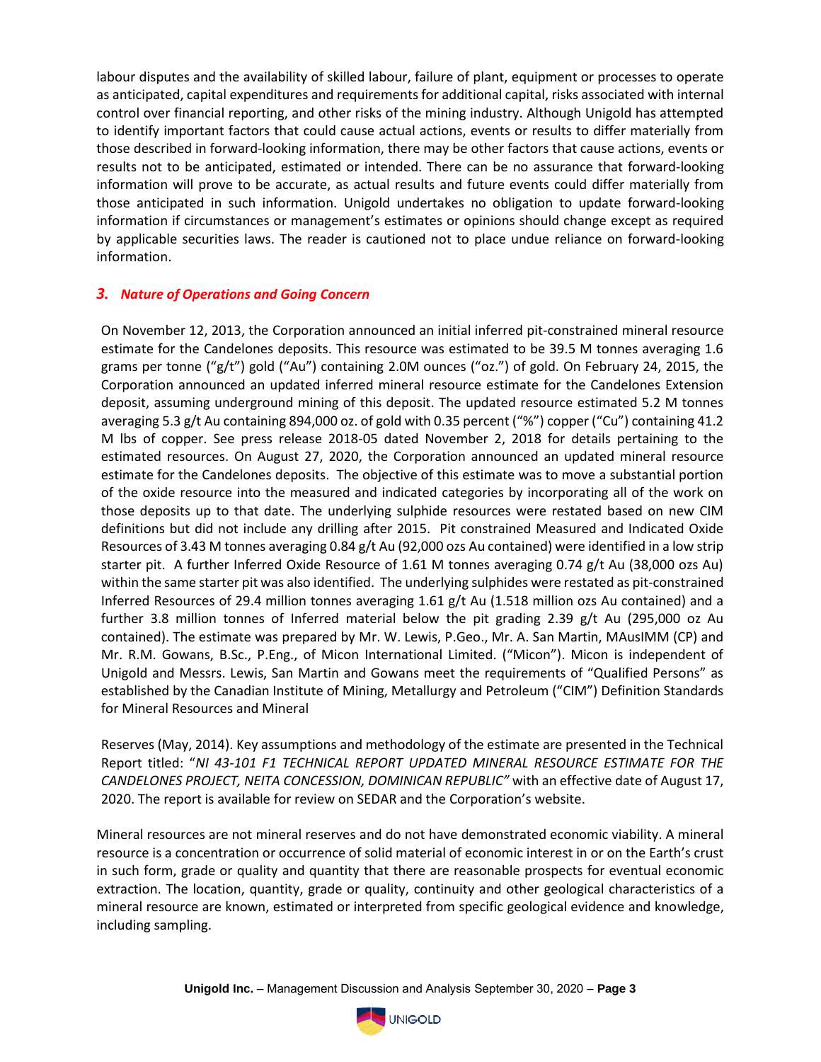labour disputes and the availability of skilled labour, failure of plant, equipment or processes to operate as anticipated, capital expenditures and requirements for additional capital, risks associated with internal control over financial reporting, and other risks of the mining industry. Although Unigold has attempted to identify important factors that could cause actual actions, events or results to differ materially from those described in forward-looking information, there may be other factors that cause actions, events or results not to be anticipated, estimated or intended. There can be no assurance that forward-looking information will prove to be accurate, as actual results and future events could differ materially from those anticipated in such information. Unigold undertakes no obligation to update forward-looking information if circumstances or management's estimates or opinions should change except as required by applicable securities laws. The reader is cautioned not to place undue reliance on forward-looking information.

### *3. Nature of Operations and Going Concern*

On November 12, 2013, the Corporation announced an initial inferred pit-constrained mineral resource estimate for the Candelones deposits. This resource was estimated to be 39.5 M tonnes averaging 1.6 grams per tonne ("g/t") gold ("Au") containing 2.0M ounces ("oz.") of gold. On February 24, 2015, the Corporation announced an updated inferred mineral resource estimate for the Candelones Extension deposit, assuming underground mining of this deposit. The updated resource estimated 5.2 M tonnes averaging 5.3 g/t Au containing 894,000 oz. of gold with 0.35 percent ("%") copper ("Cu") containing 41.2 M lbs of copper. See press release 2018-05 dated November 2, 2018 for details pertaining to the estimated resources. On August 27, 2020, the Corporation announced an updated mineral resource estimate for the Candelones deposits. The objective of this estimate was to move a substantial portion of the oxide resource into the measured and indicated categories by incorporating all of the work on those deposits up to that date. The underlying sulphide resources were restated based on new CIM definitions but did not include any drilling after 2015. Pit constrained Measured and Indicated Oxide Resources of 3.43 M tonnes averaging 0.84 g/t Au (92,000 ozs Au contained) were identified in a low strip starter pit. A further Inferred Oxide Resource of 1.61 M tonnes averaging 0.74 g/t Au (38,000 ozs Au) within the same starter pit was also identified. The underlying sulphides were restated as pit-constrained Inferred Resources of 29.4 million tonnes averaging 1.61 g/t Au (1.518 million ozs Au contained) and a further 3.8 million tonnes of Inferred material below the pit grading 2.39 g/t Au (295,000 oz Au contained). The estimate was prepared by Mr. W. Lewis, P.Geo., Mr. A. San Martin, MAusIMM (CP) and Mr. R.M. Gowans, B.Sc., P.Eng., of Micon International Limited. ("Micon"). Micon is independent of Unigold and Messrs. Lewis, San Martin and Gowans meet the requirements of "Qualified Persons" as established by the Canadian Institute of Mining, Metallurgy and Petroleum ("CIM") Definition Standards for Mineral Resources and Mineral

Reserves (May, 2014). Key assumptions and methodology of the estimate are presented in the Technical Report titled: "*NI 43-101 F1 TECHNICAL REPORT UPDATED MINERAL RESOURCE ESTIMATE FOR THE CANDELONES PROJECT, NEITA CONCESSION, DOMINICAN REPUBLIC"* with an effective date of August 17, 2020. The report is available for review on SEDAR and the Corporation's website.

Mineral resources are not mineral reserves and do not have demonstrated economic viability. A mineral resource is a concentration or occurrence of solid material of economic interest in or on the Earth's crust in such form, grade or quality and quantity that there are reasonable prospects for eventual economic extraction. The location, quantity, grade or quality, continuity and other geological characteristics of a mineral resource are known, estimated or interpreted from specific geological evidence and knowledge, including sampling.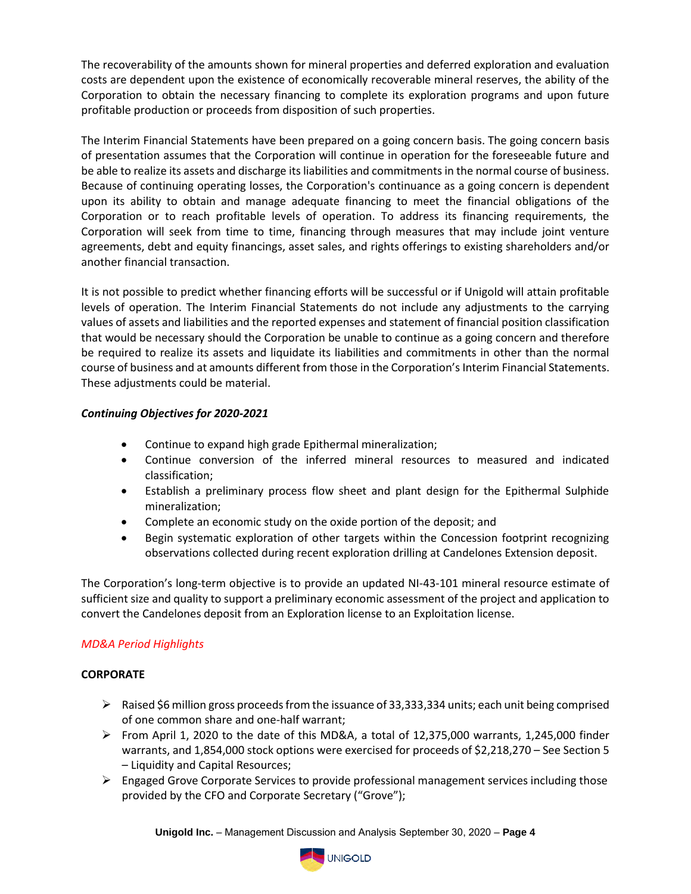The recoverability of the amounts shown for mineral properties and deferred exploration and evaluation costs are dependent upon the existence of economically recoverable mineral reserves, the ability of the Corporation to obtain the necessary financing to complete its exploration programs and upon future profitable production or proceeds from disposition of such properties.

The Interim Financial Statements have been prepared on a going concern basis. The going concern basis of presentation assumes that the Corporation will continue in operation for the foreseeable future and be able to realize its assets and discharge its liabilities and commitments in the normal course of business. Because of continuing operating losses, the Corporation's continuance as a going concern is dependent upon its ability to obtain and manage adequate financing to meet the financial obligations of the Corporation or to reach profitable levels of operation. To address its financing requirements, the Corporation will seek from time to time, financing through measures that may include joint venture agreements, debt and equity financings, asset sales, and rights offerings to existing shareholders and/or another financial transaction.

It is not possible to predict whether financing efforts will be successful or if Unigold will attain profitable levels of operation. The Interim Financial Statements do not include any adjustments to the carrying values of assets and liabilities and the reported expenses and statement of financial position classification that would be necessary should the Corporation be unable to continue as a going concern and therefore be required to realize its assets and liquidate its liabilities and commitments in other than the normal course of business and at amounts different from those in the Corporation's Interim Financial Statements. These adjustments could be material.

***Continuing Objectives for 2020-2021***

- Continue to expand high grade Epithermal mineralization;
- Continue conversion of the inferred mineral resources to measured and indicated classification;
- Establish a preliminary process flow sheet and plant design for the Epithermal Sulphide mineralization;
- Complete an economic study on the oxide portion of the deposit; and
- Begin systematic exploration of other targets within the Concession footprint recognizing observations collected during recent exploration drilling at Candelones Extension deposit.

The Corporation's long-term objective is to provide an updated NI-43-101 mineral resource estimate of sufficient size and quality to support a preliminary economic assessment of the project and application to convert the Candelones deposit from an Exploration license to an Exploitation license.

*MD&A Period Highlights*

**CORPORATE**

- Raised $6 million gross proceeds from the issuance of 33,333,334 units; each unit being comprised of one common share and one-half warrant;
- From April 1, 2020 to the date of this MD&A, a total of 12,375,000 warrants, 1,245,000 finder warrants, and 1,854,000 stock options were exercised for proceeds of $2,218,270 – See Section 5 – Liquidity and Capital Resources;
- Engaged Grove Corporate Services to provide professional management services including those provided by the CFO and Corporate Secretary ("Grove");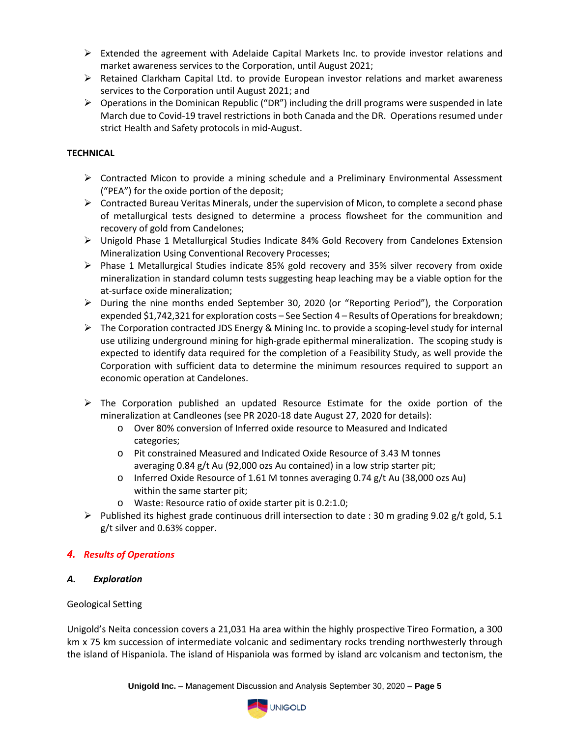- Extended the agreement with Adelaide Capital Markets Inc. to provide investor relations and market awareness services to the Corporation, until August 2021;
- Retained Clarkham Capital Ltd. to provide European investor relations and market awareness services to the Corporation until August 2021; and
- Operations in the Dominican Republic ("DR") including the drill programs were suspended in late March due to Covid-19 travel restrictions in both Canada and the DR. Operations resumed under strict Health and Safety protocols in mid-August.

**TECHNICAL**

- Contracted Micon to provide a mining schedule and a Preliminary Environmental Assessment ("PEA") for the oxide portion of the deposit;
- Contracted Bureau Veritas Minerals, under the supervision of Micon, to complete a second phase of metallurgical tests designed to determine a process flowsheet for the communition and recovery of gold from Candelones;
- Unigold Phase 1 Metallurgical Studies Indicate 84% Gold Recovery from Candelones Extension Mineralization Using Conventional Recovery Processes;
- Phase 1 Metallurgical Studies indicate 85% gold recovery and 35% silver recovery from oxide mineralization in standard column tests suggesting heap leaching may be a viable option for the at-surface oxide mineralization;
- During the nine months ended September 30, 2020 (or "Reporting Period"), the Corporation expended $1,742,321 for exploration costs – See Section 4 – Results of Operations for breakdown;
- The Corporation contracted JDS Energy & Mining Inc. to provide a scoping-level study for internal use utilizing underground mining for high-grade epithermal mineralization. The scoping study is expected to identify data required for the completion of a Feasibility Study, as well provide the Corporation with sufficient data to determine the minimum resources required to support an economic operation at Candelones.
- The Corporation published an updated Resource Estimate for the oxide portion of the mineralization at Candleones (see PR 2020-18 date August 27, 2020 for details):
  - Over 80% conversion of Inferred oxide resource to Measured and Indicated categories;
  - Pit constrained Measured and Indicated Oxide Resource of 3.43 M tonnes averaging 0.84 g/t Au (92,000 ozs Au contained) in a low strip starter pit;
  - Inferred Oxide Resource of 1.61 M tonnes averaging 0.74 g/t Au (38,000 ozs Au) within the same starter pit;
  - Waste: Resource ratio of oxide starter pit is 0.2:1.0;
- Published its highest grade continuous drill intersection to date : 30 m grading 9.02 g/t gold, 5.1 g/t silver and 0.63% copper.

## 4. *Results of Operations*

### *A. Exploration*

Geological Setting

Unigold's Neita concession covers a 21,031 Ha area within the highly prospective Tireo Formation, a 300 km x 75 km succession of intermediate volcanic and sedimentary rocks trending northwesterly through the island of Hispaniola. The island of Hispaniola was formed by island arc volcanism and tectonism, the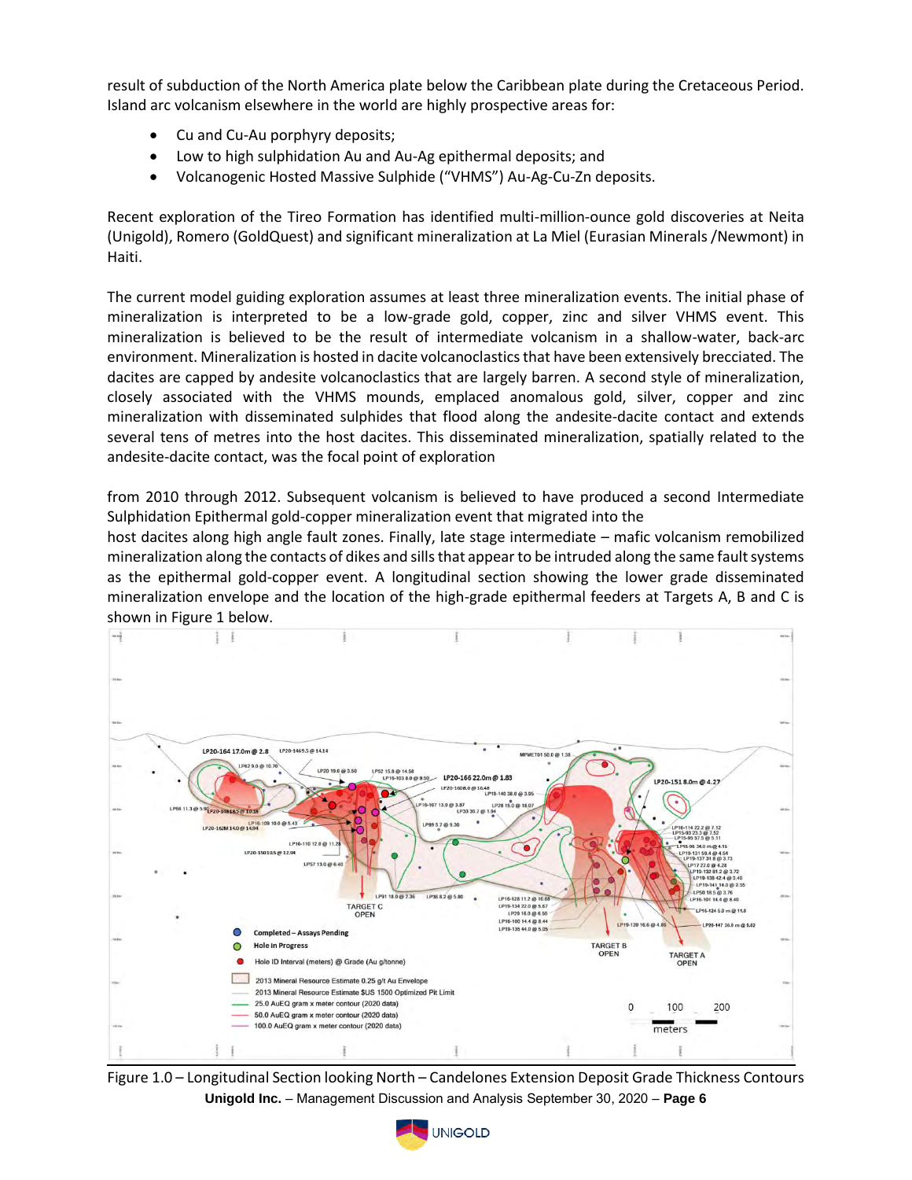result of subduction of the North America plate below the Caribbean plate during the Cretaceous Period. Island arc volcanism elsewhere in the world are highly prospective areas for:

- Cu and Cu-Au porphyry deposits;
- Low to high sulphidation Au and Au-Ag epithermal deposits; and
- Volcanogenic Hosted Massive Sulphide ("VHMS") Au-Ag-Cu-Zn deposits.

Recent exploration of the Tireo Formation has identified multi-million-ounce gold discoveries at Neita (Unigold), Romero (GoldQuest) and significant mineralization at La Miel (Eurasian Minerals /Newmont) in Haiti.

The current model guiding exploration assumes at least three mineralization events. The initial phase of mineralization is interpreted to be a low-grade gold, copper, zinc and silver VHMS event. This mineralization is believed to be the result of intermediate volcanism in a shallow-water, back-arc environment. Mineralization is hosted in dacite volcanoclastics that have been extensively brecciated. The dacites are capped by andesite volcanoclastics that are largely barren. A second style of mineralization, closely associated with the VHMS mounds, emplaced anomalous gold, silver, copper and zinc mineralization with disseminated sulphides that flood along the andesite-dacite contact and extends several tens of metres into the host dacites. This disseminated mineralization, spatially related to the andesite-dacite contact, was the focal point of exploration

from 2010 through 2012. Subsequent volcanism is believed to have produced a second Intermediate Sulphidation Epithermal gold-copper mineralization event that migrated into the host dacites along high angle fault zones. Finally, late stage intermediate – mafic volcanism remobilized mineralization along the contacts of dikes and sills that appear to be intruded along the same fault systems as the epithermal gold-copper event. A longitudinal section showing the lower grade disseminated mineralization envelope and the location of the high-grade epithermal feeders at Targets A, B and C is shown in Figure 1 below.

Figure 1.0 – Longitudinal Section looking North – Candelones Extension Deposit Grade Thickness Contours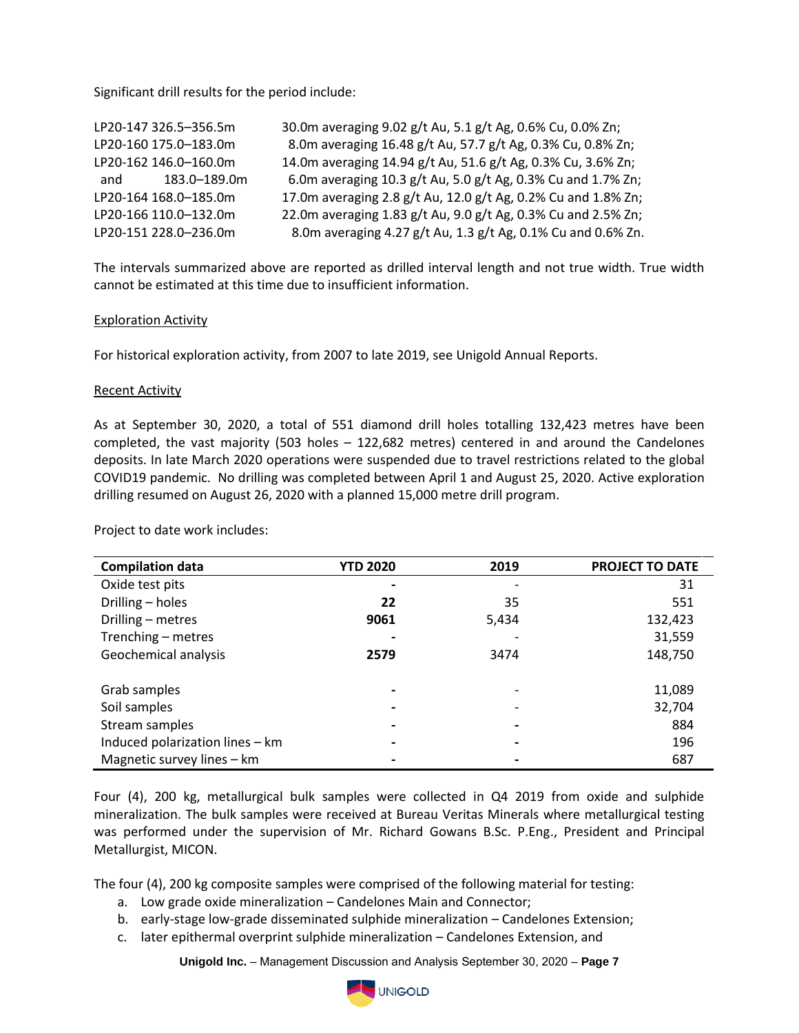Significant drill results for the period include:

| | |
|---|---|
| LP20-147 326.5–356.5m | 30.0m averaging 9.02 g/t Au, 5.1 g/t Ag, 0.6% Cu, 0.0% Zn; |
| LP20-160 175.0–183.0m | 8.0m averaging 16.48 g/t Au, 57.7 g/t Ag, 0.3% Cu, 0.8% Zn; |
| LP20-162 146.0–160.0m | 14.0m averaging 14.94 g/t Au, 51.6 g/t Ag, 0.3% Cu, 3.6% Zn; |
| and 183.0–189.0m | 6.0m averaging 10.3 g/t Au, 5.0 g/t Ag, 0.3% Cu and 1.7% Zn; |
| LP20-164 168.0–185.0m | 17.0m averaging 2.8 g/t Au, 12.0 g/t Ag, 0.2% Cu and 1.8% Zn; |
| LP20-166 110.0–132.0m | 22.0m averaging 1.83 g/t Au, 9.0 g/t Ag, 0.3% Cu and 2.5% Zn; |
| LP20-151 228.0–236.0m | 8.0m averaging 4.27 g/t Au, 1.3 g/t Ag, 0.1% Cu and 0.6% Zn. |

The intervals summarized above are reported as drilled interval length and not true width. True width cannot be estimated at this time due to insufficient information.

## Exploration Activity

For historical exploration activity, from 2007 to late 2019, see Unigold Annual Reports.

## Recent Activity

As at September 30, 2020, a total of 551 diamond drill holes totalling 132,423 metres have been completed, the vast majority (503 holes – 122,682 metres) centered in and around the Candelones deposits. In late March 2020 operations were suspended due to travel restrictions related to the global COVID19 pandemic. No drilling was completed between April 1 and August 25, 2020. Active exploration drilling resumed on August 26, 2020 with a planned 15,000 metre drill program.

Project to date work includes:

| Compilation data | YTD 2020 | 2019 | PROJECT TO DATE |
|---|---|---|---|
| Oxide test pits | - | - | 31 |
| Drilling – holes | **22** | 35 | 551 |
| Drilling – metres | **9061** | 5,434 | 132,423 |
| Trenching – metres | - | - | 31,559 |
| Geochemical analysis | **2579** | 3474 | 148,750 |
| | | | |
| Grab samples | - | - | 11,089 |
| Soil samples | - | - | 32,704 |
| Stream samples | - | - | 884 |
| Induced polarization lines – km | - | - | 196 |
| Magnetic survey lines – km | - | - | 687 |

Four (4), 200 kg, metallurgical bulk samples were collected in Q4 2019 from oxide and sulphide mineralization. The bulk samples were received at Bureau Veritas Minerals where metallurgical testing was performed under the supervision of Mr. Richard Gowans B.Sc. P.Eng., President and Principal Metallurgist, MICON.

The four (4), 200 kg composite samples were comprised of the following material for testing:

a. Low grade oxide mineralization – Candelones Main and Connector;
b. early-stage low-grade disseminated sulphide mineralization – Candelones Extension;
c. later epithermal overprint sulphide mineralization – Candelones Extension, and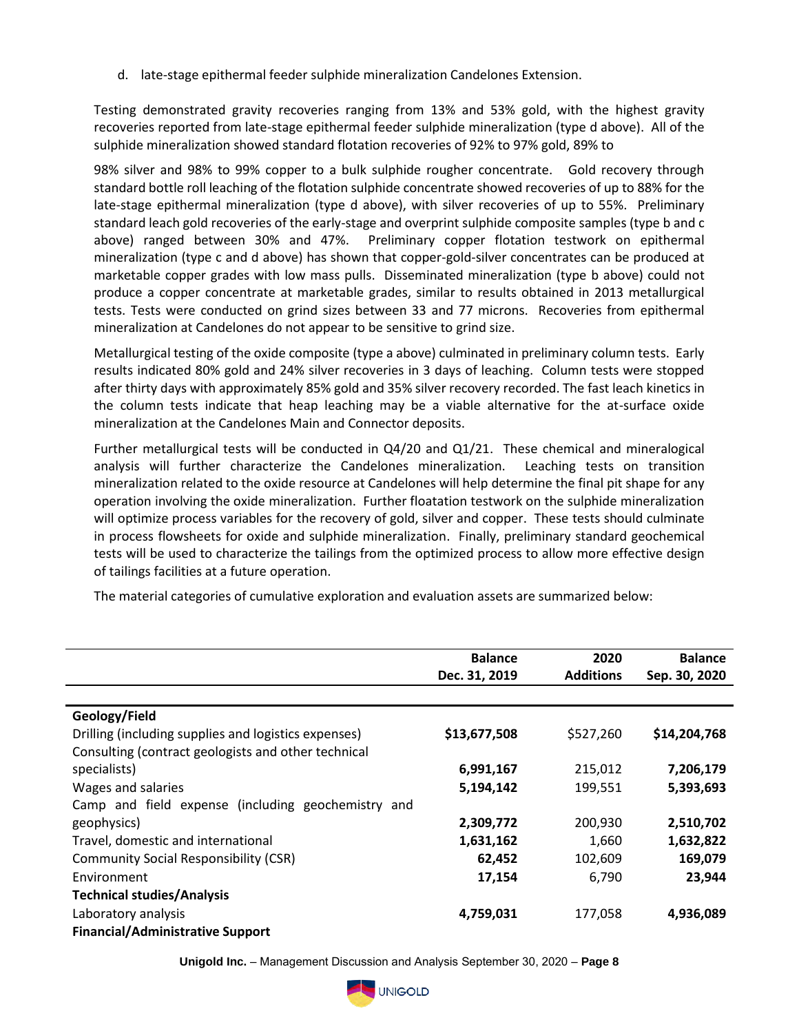d. late-stage epithermal feeder sulphide mineralization Candelones Extension.

Testing demonstrated gravity recoveries ranging from 13% and 53% gold, with the highest gravity recoveries reported from late-stage epithermal feeder sulphide mineralization (type d above). All of the sulphide mineralization showed standard flotation recoveries of 92% to 97% gold, 89% to

98% silver and 98% to 99% copper to a bulk sulphide rougher concentrate. Gold recovery through standard bottle roll leaching of the flotation sulphide concentrate showed recoveries of up to 88% for the late-stage epithermal mineralization (type d above), with silver recoveries of up to 55%. Preliminary standard leach gold recoveries of the early-stage and overprint sulphide composite samples (type b and c above) ranged between 30% and 47%. Preliminary copper flotation testwork on epithermal mineralization (type c and d above) has shown that copper-gold-silver concentrates can be produced at marketable copper grades with low mass pulls. Disseminated mineralization (type b above) could not produce a copper concentrate at marketable grades, similar to results obtained in 2013 metallurgical tests. Tests were conducted on grind sizes between 33 and 77 microns. Recoveries from epithermal mineralization at Candelones do not appear to be sensitive to grind size.

Metallurgical testing of the oxide composite (type a above) culminated in preliminary column tests. Early results indicated 80% gold and 24% silver recoveries in 3 days of leaching. Column tests were stopped after thirty days with approximately 85% gold and 35% silver recovery recorded. The fast leach kinetics in the column tests indicate that heap leaching may be a viable alternative for the at-surface oxide mineralization at the Candelones Main and Connector deposits.

Further metallurgical tests will be conducted in Q4/20 and Q1/21. These chemical and mineralogical analysis will further characterize the Candelones mineralization. Leaching tests on transition mineralization related to the oxide resource at Candelones will help determine the final pit shape for any operation involving the oxide mineralization. Further floatation testwork on the sulphide mineralization will optimize process variables for the recovery of gold, silver and copper. These tests should culminate in process flowsheets for oxide and sulphide mineralization. Finally, preliminary standard geochemical tests will be used to characterize the tailings from the optimized process to allow more effective design of tailings facilities at a future operation.

The material categories of cumulative exploration and evaluation assets are summarized below:

| | **Balance Dec. 31, 2019** | **2020 Additions** | **Balance Sep. 30, 2020** |
|---|---|---|---|
| **Geology/Field** | | | |
| Drilling (including supplies and logistics expenses) | **$13,677,508** | $527,260 | **$14,204,768** |
| Consulting (contract geologists and other technical specialists) | **6,991,167** | 215,012 | **7,206,179** |
| Wages and salaries | **5,194,142** | 199,551 | **5,393,693** |
| Camp and field expense (including geochemistry and geophysics) | **2,309,772** | 200,930 | **2,510,702** |
| Travel, domestic and international | **1,631,162** | 1,660 | **1,632,822** |
| Community Social Responsibility (CSR) | **62,452** | 102,609 | **169,079** |
| Environment | **17,154** | 6,790 | **23,944** |
| **Technical studies/Analysis** | | | |
| Laboratory analysis | **4,759,031** | 177,058 | **4,936,089** |
| **Financial/Administrative Support** | | | |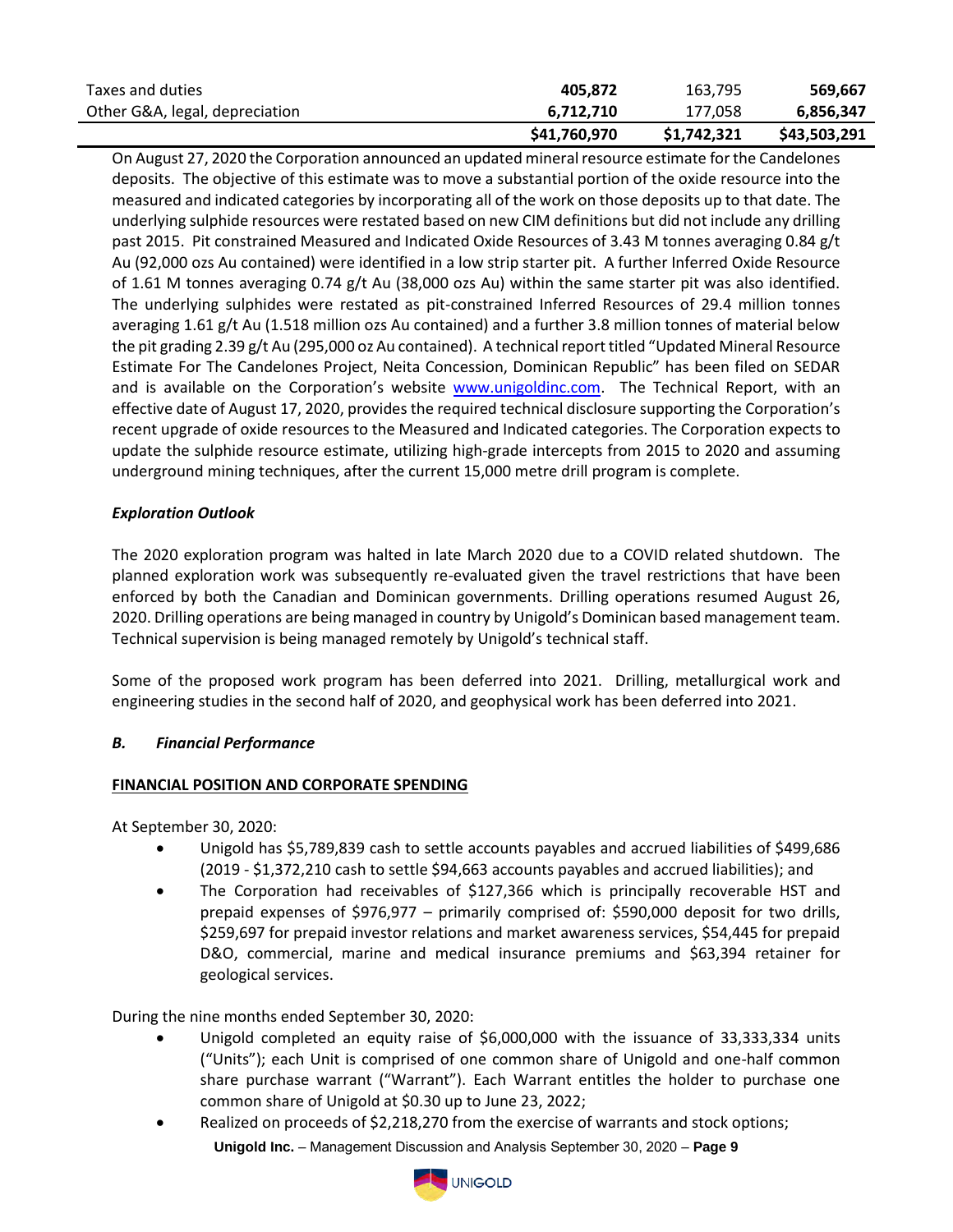| | | | |
|---|---|---|---|
| Taxes and duties | **405,872** | 163,795 | **569,667** |
| Other G&A, legal, depreciation | **6,712,710** | 177,058 | **6,856,347** |
| | **$41,760,970** | **$1,742,321** | **$43,503,291** |

On August 27, 2020 the Corporation announced an updated mineral resource estimate for the Candelones deposits. The objective of this estimate was to move a substantial portion of the oxide resource into the measured and indicated categories by incorporating all of the work on those deposits up to that date. The underlying sulphide resources were restated based on new CIM definitions but did not include any drilling past 2015. Pit constrained Measured and Indicated Oxide Resources of 3.43 M tonnes averaging 0.84 g/t Au (92,000 ozs Au contained) were identified in a low strip starter pit. A further Inferred Oxide Resource of 1.61 M tonnes averaging 0.74 g/t Au (38,000 ozs Au) within the same starter pit was also identified. The underlying sulphides were restated as pit-constrained Inferred Resources of 29.4 million tonnes averaging 1.61 g/t Au (1.518 million ozs Au contained) and a further 3.8 million tonnes of material below the pit grading 2.39 g/t Au (295,000 oz Au contained). A technical report titled "Updated Mineral Resource Estimate For The Candelones Project, Neita Concession, Dominican Republic" has been filed on SEDAR and is available on the Corporation's website www.unigoldinc.com. The Technical Report, with an effective date of August 17, 2020, provides the required technical disclosure supporting the Corporation's recent upgrade of oxide resources to the Measured and Indicated categories. The Corporation expects to update the sulphide resource estimate, utilizing high-grade intercepts from 2015 to 2020 and assuming underground mining techniques, after the current 15,000 metre drill program is complete.

***Exploration Outlook***

The 2020 exploration program was halted in late March 2020 due to a COVID related shutdown. The planned exploration work was subsequently re-evaluated given the travel restrictions that have been enforced by both the Canadian and Dominican governments. Drilling operations resumed August 26, 2020. Drilling operations are being managed in country by Unigold's Dominican based management team. Technical supervision is being managed remotely by Unigold's technical staff.

Some of the proposed work program has been deferred into 2021. Drilling, metallurgical work and engineering studies in the second half of 2020, and geophysical work has been deferred into 2021.

## *B. Financial Performance*

**FINANCIAL POSITION AND CORPORATE SPENDING**

At September 30, 2020:

- Unigold has $5,789,839 cash to settle accounts payables and accrued liabilities of $499,686 (2019 - $1,372,210 cash to settle $94,663 accounts payables and accrued liabilities); and
- The Corporation had receivables of $127,366 which is principally recoverable HST and prepaid expenses of $976,977 – primarily comprised of: $590,000 deposit for two drills, $259,697 for prepaid investor relations and market awareness services, $54,445 for prepaid D&O, commercial, marine and medical insurance premiums and $63,394 retainer for geological services.

During the nine months ended September 30, 2020:

- Unigold completed an equity raise of $6,000,000 with the issuance of 33,333,334 units ("Units"); each Unit is comprised of one common share of Unigold and one-half common share purchase warrant ("Warrant"). Each Warrant entitles the holder to purchase one common share of Unigold at $0.30 up to June 23, 2022;
- Realized on proceeds of $2,218,270 from the exercise of warrants and stock options;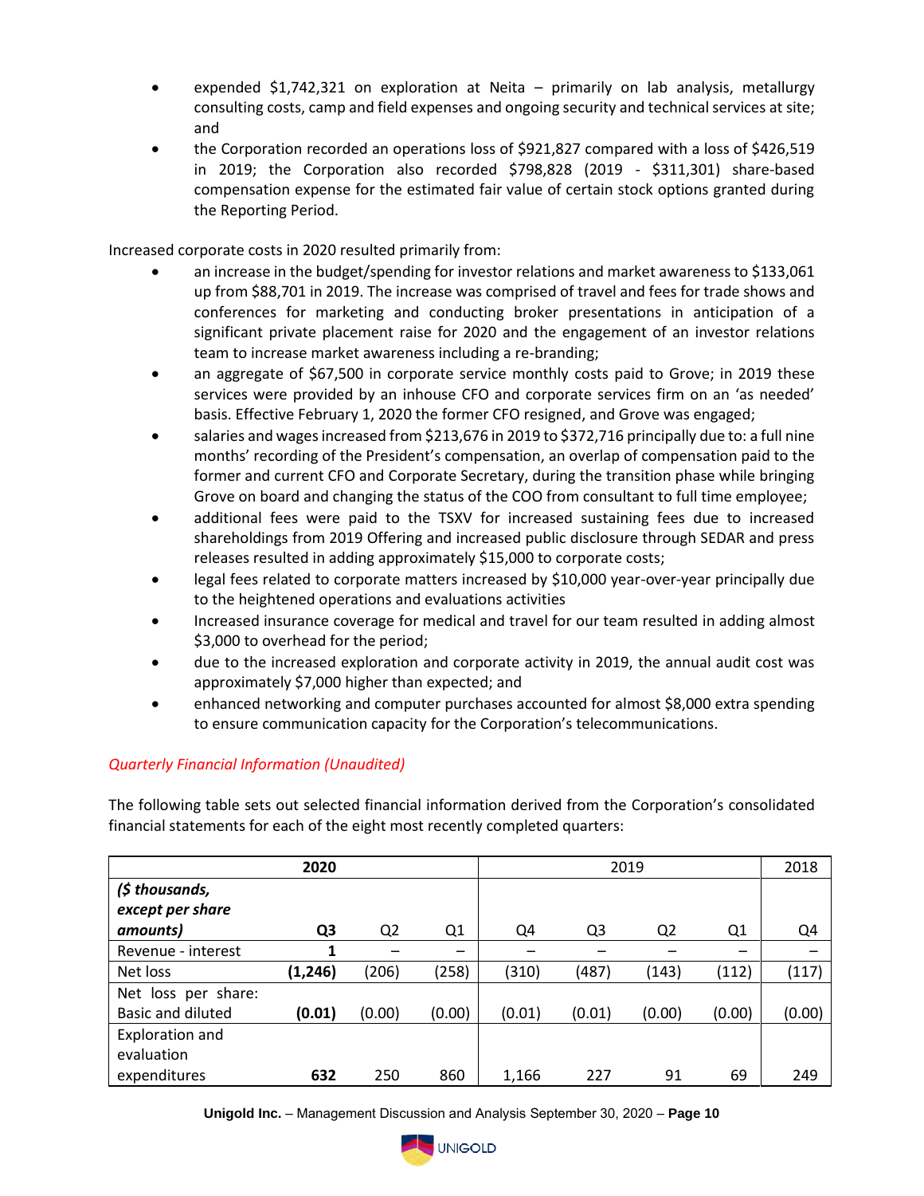- expended $1,742,321 on exploration at Neita – primarily on lab analysis, metallurgy consulting costs, camp and field expenses and ongoing security and technical services at site; and
- the Corporation recorded an operations loss of $921,827 compared with a loss of $426,519 in 2019; the Corporation also recorded $798,828 (2019 - $311,301) share-based compensation expense for the estimated fair value of certain stock options granted during the Reporting Period.

Increased corporate costs in 2020 resulted primarily from:

- an increase in the budget/spending for investor relations and market awareness to $133,061 up from $88,701 in 2019. The increase was comprised of travel and fees for trade shows and conferences for marketing and conducting broker presentations in anticipation of a significant private placement raise for 2020 and the engagement of an investor relations team to increase market awareness including a re-branding;
- an aggregate of $67,500 in corporate service monthly costs paid to Grove; in 2019 these services were provided by an inhouse CFO and corporate services firm on an 'as needed' basis. Effective February 1, 2020 the former CFO resigned, and Grove was engaged;
- salaries and wages increased from $213,676 in 2019 to $372,716 principally due to: a full nine months' recording of the President's compensation, an overlap of compensation paid to the former and current CFO and Corporate Secretary, during the transition phase while bringing Grove on board and changing the status of the COO from consultant to full time employee;
- additional fees were paid to the TSXV for increased sustaining fees due to increased shareholdings from 2019 Offering and increased public disclosure through SEDAR and press releases resulted in adding approximately $15,000 to corporate costs;
- legal fees related to corporate matters increased by $10,000 year-over-year principally due to the heightened operations and evaluations activities
- Increased insurance coverage for medical and travel for our team resulted in adding almost $3,000 to overhead for the period;
- due to the increased exploration and corporate activity in 2019, the annual audit cost was approximately $7,000 higher than expected; and
- enhanced networking and computer purchases accounted for almost $8,000 extra spending to ensure communication capacity for the Corporation's telecommunications.

*Quarterly Financial Information (Unaudited)*

The following table sets out selected financial information derived from the Corporation's consolidated financial statements for each of the eight most recently completed quarters:

| | **2020** | | | 2019 | | | | 2018 |
|---|---|---|---|---|---|---|---|---|
| ***($ thousands, except per share amounts)*** | **Q3** | Q2 | Q1 | Q4 | Q3 | Q2 | Q1 | Q4 |
| Revenue - interest | **1** | – | – | – | – | – | – | – |
| Net loss | **(1,246)** | (206) | (258) | (310) | (487) | (143) | (112) | (117) |
| Net loss per share: Basic and diluted | **(0.01)** | (0.00) | (0.00) | (0.01) | (0.01) | (0.00) | (0.00) | (0.00) |
| Exploration and evaluation expenditures | **632** | 250 | 860 | 1,166 | 227 | 91 | 69 | 249 |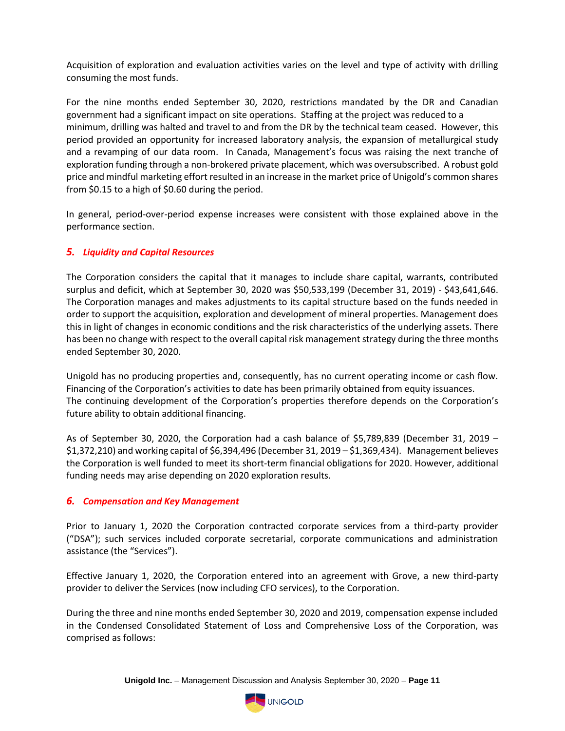Acquisition of exploration and evaluation activities varies on the level and type of activity with drilling consuming the most funds.

For the nine months ended September 30, 2020, restrictions mandated by the DR and Canadian government had a significant impact on site operations. Staffing at the project was reduced to a minimum, drilling was halted and travel to and from the DR by the technical team ceased. However, this period provided an opportunity for increased laboratory analysis, the expansion of metallurgical study and a revamping of our data room. In Canada, Management's focus was raising the next tranche of exploration funding through a non-brokered private placement, which was oversubscribed. A robust gold price and mindful marketing effort resulted in an increase in the market price of Unigold's common shares from $0.15 to a high of $0.60 during the period.

In general, period-over-period expense increases were consistent with those explained above in the performance section.

## *5. Liquidity and Capital Resources*

The Corporation considers the capital that it manages to include share capital, warrants, contributed surplus and deficit, which at September 30, 2020 was $50,533,199 (December 31, 2019) - $43,641,646. The Corporation manages and makes adjustments to its capital structure based on the funds needed in order to support the acquisition, exploration and development of mineral properties. Management does this in light of changes in economic conditions and the risk characteristics of the underlying assets. There has been no change with respect to the overall capital risk management strategy during the three months ended September 30, 2020.

Unigold has no producing properties and, consequently, has no current operating income or cash flow. Financing of the Corporation's activities to date has been primarily obtained from equity issuances. The continuing development of the Corporation's properties therefore depends on the Corporation's future ability to obtain additional financing.

As of September 30, 2020, the Corporation had a cash balance of $5,789,839 (December 31, 2019 – $1,372,210) and working capital of $6,394,496 (December 31, 2019 – $1,369,434). Management believes the Corporation is well funded to meet its short-term financial obligations for 2020. However, additional funding needs may arise depending on 2020 exploration results.

## *6. Compensation and Key Management*

Prior to January 1, 2020 the Corporation contracted corporate services from a third-party provider ("DSA"); such services included corporate secretarial, corporate communications and administration assistance (the "Services").

Effective January 1, 2020, the Corporation entered into an agreement with Grove, a new third-party provider to deliver the Services (now including CFO services), to the Corporation.

During the three and nine months ended September 30, 2020 and 2019, compensation expense included in the Condensed Consolidated Statement of Loss and Comprehensive Loss of the Corporation, was comprised as follows: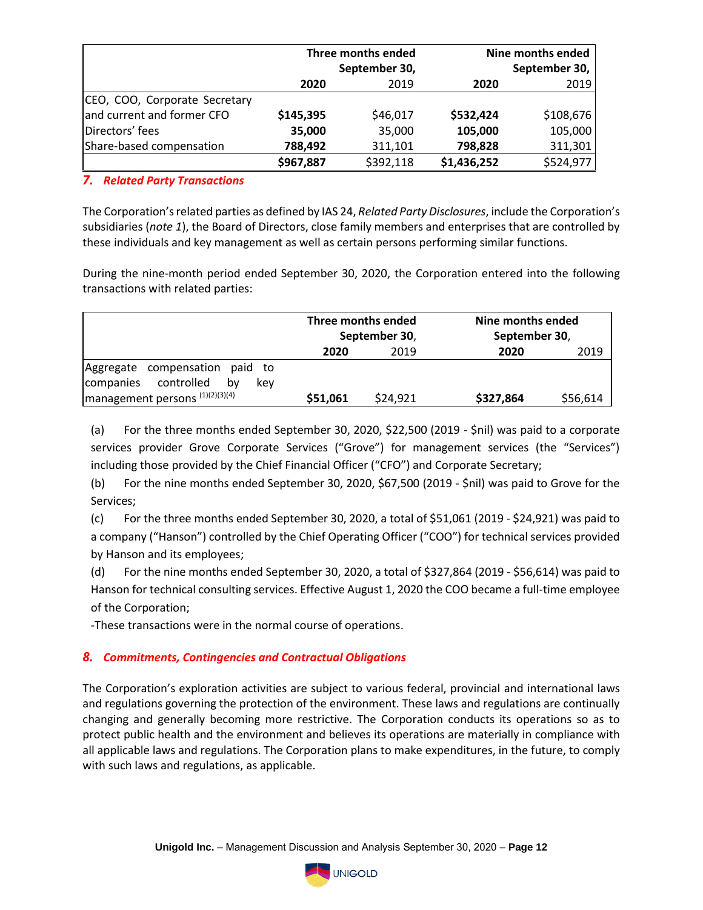| | Three months ended September 30, | | Nine months ended September 30, | |
|---|---|---|---|---|
| | **2020** | 2019 | **2020** | 2019 |
| CEO, COO, Corporate Secretary and current and former CFO | **$145,395** | $46,017 | **$532,424** | $108,676 |
| Directors' fees | **35,000** | 35,000 | **105,000** | 105,000 |
| Share-based compensation | **788,492** | 311,101 | **798,828** | 311,301 |
| | **$967,887** | $392,118 | **$1,436,252** | $524,977 |

## *7. Related Party Transactions*

The Corporation's related parties as defined by IAS 24, *Related Party Disclosures*, include the Corporation's subsidiaries (*note 1*), the Board of Directors, close family members and enterprises that are controlled by these individuals and key management as well as certain persons performing similar functions.

During the nine-month period ended September 30, 2020, the Corporation entered into the following transactions with related parties:

| | Three months ended September 30, | | Nine months ended September 30, | |
|---|---|---|---|---|
| | **2020** | 2019 | **2020** | 2019 |
| Aggregate compensation paid to companies controlled by key management persons (1)(2)(3)(4) | **$51,061** | $24,921 | **$327,864** | $56,614 |

(a) For the three months ended September 30, 2020, $22,500 (2019 - $nil) was paid to a corporate services provider Grove Corporate Services ("Grove") for management services (the "Services") including those provided by the Chief Financial Officer ("CFO") and Corporate Secretary;

(b) For the nine months ended September 30, 2020, $67,500 (2019 - $nil) was paid to Grove for the Services;

(c) For the three months ended September 30, 2020, a total of $51,061 (2019 - $24,921) was paid to a company ("Hanson") controlled by the Chief Operating Officer ("COO") for technical services provided by Hanson and its employees;

(d) For the nine months ended September 30, 2020, a total of $327,864 (2019 - $56,614) was paid to Hanson for technical consulting services. Effective August 1, 2020 the COO became a full-time employee of the Corporation;

-These transactions were in the normal course of operations.

## *8. Commitments, Contingencies and Contractual Obligations*

The Corporation's exploration activities are subject to various federal, provincial and international laws and regulations governing the protection of the environment. These laws and regulations are continually changing and generally becoming more restrictive. The Corporation conducts its operations so as to protect public health and the environment and believes its operations are materially in compliance with all applicable laws and regulations. The Corporation plans to make expenditures, in the future, to comply with such laws and regulations, as applicable.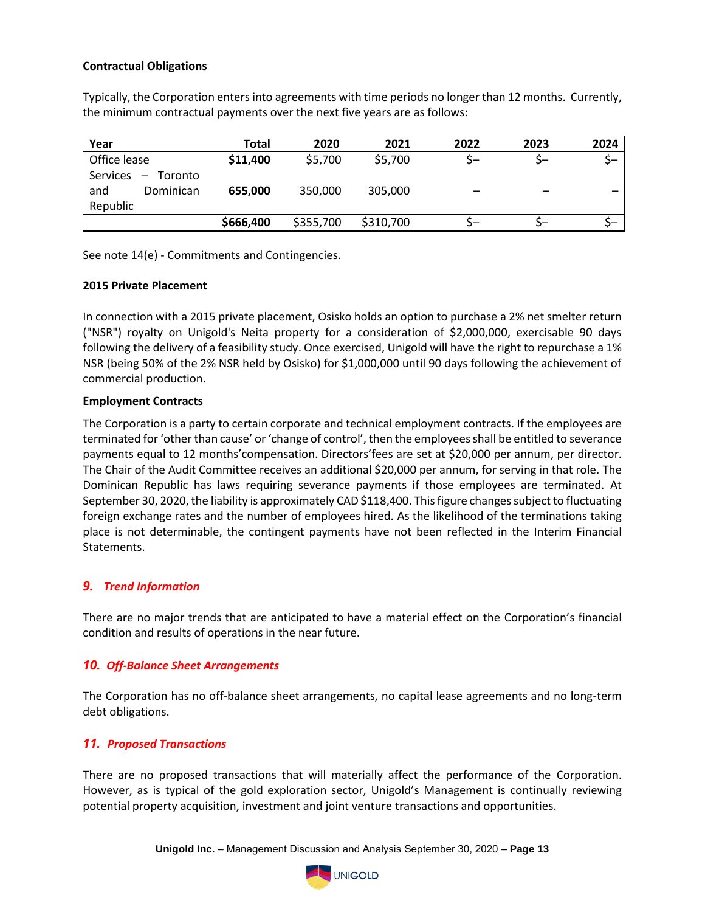**Contractual Obligations**

Typically, the Corporation enters into agreements with time periods no longer than 12 months. Currently, the minimum contractual payments over the next five years are as follows:

| Year | Total | 2020 | 2021 | 2022 | 2023 | 2024 |
|---|---|---|---|---|---|---|
| Office lease | **$11,400** | $5,700 | $5,700 | $– | $– | $– |
| Services – Toronto and Dominican Republic | **655,000** | 350,000 | 305,000 | – | – | – |
| | **$666,400** | $355,700 | $310,700 | $– | $– | $– |

See note 14(e) - Commitments and Contingencies.

**2015 Private Placement**

In connection with a 2015 private placement, Osisko holds an option to purchase a 2% net smelter return ("NSR") royalty on Unigold's Neita property for a consideration of $2,000,000, exercisable 90 days following the delivery of a feasibility study. Once exercised, Unigold will have the right to repurchase a 1% NSR (being 50% of the 2% NSR held by Osisko) for $1,000,000 until 90 days following the achievement of commercial production.

**Employment Contracts**

The Corporation is a party to certain corporate and technical employment contracts. If the employees are terminated for 'other than cause' or 'change of control', then the employees shall be entitled to severance payments equal to 12 months'compensation. Directors'fees are set at $20,000 per annum, per director. The Chair of the Audit Committee receives an additional $20,000 per annum, for serving in that role. The Dominican Republic has laws requiring severance payments if those employees are terminated. At September 30, 2020, the liability is approximately CAD $118,400. This figure changes subject to fluctuating foreign exchange rates and the number of employees hired. As the likelihood of the terminations taking place is not determinable, the contingent payments have not been reflected in the Interim Financial Statements.

## *9. Trend Information*

There are no major trends that are anticipated to have a material effect on the Corporation's financial condition and results of operations in the near future.

## *10. Off-Balance Sheet Arrangements*

The Corporation has no off-balance sheet arrangements, no capital lease agreements and no long-term debt obligations.

## *11. Proposed Transactions*

There are no proposed transactions that will materially affect the performance of the Corporation. However, as is typical of the gold exploration sector, Unigold's Management is continually reviewing potential property acquisition, investment and joint venture transactions and opportunities.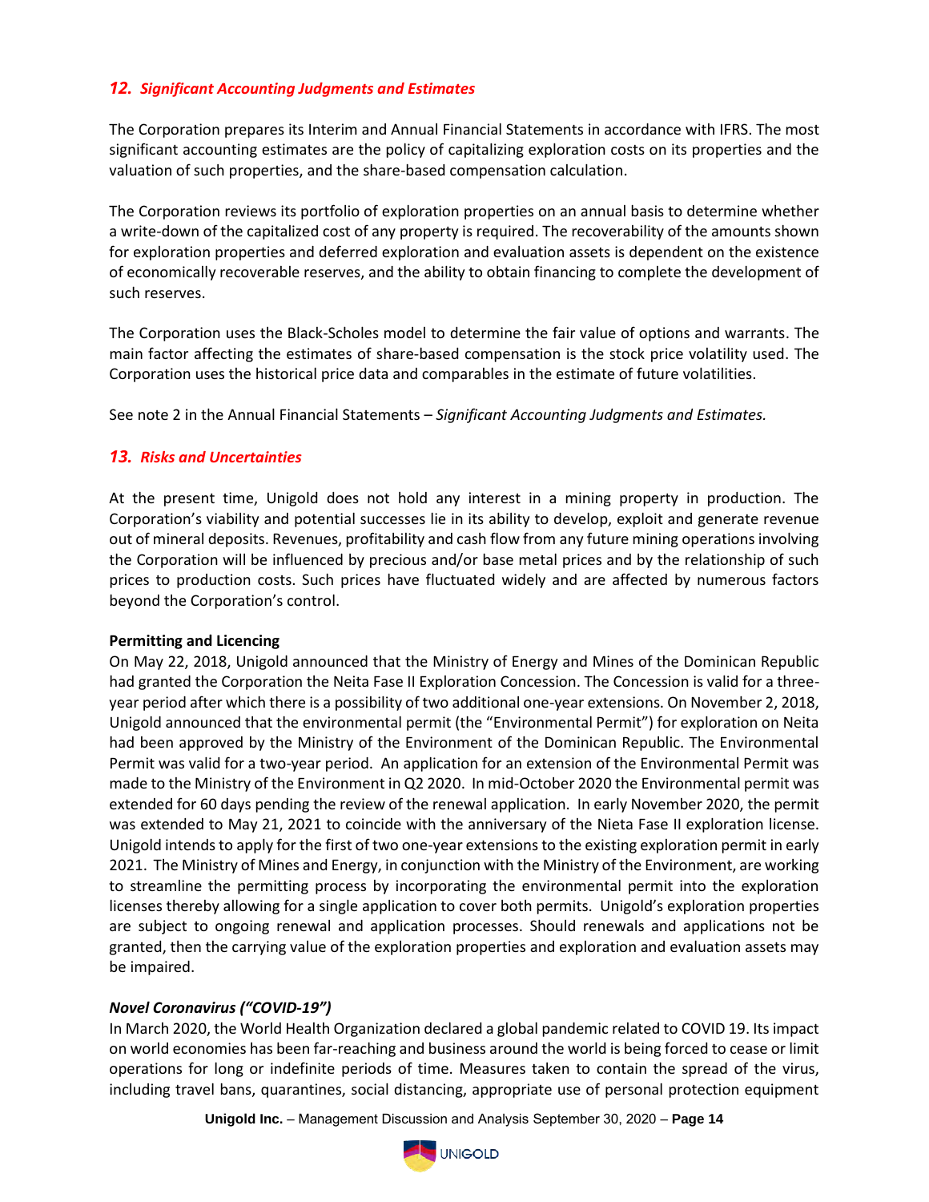## *12. Significant Accounting Judgments and Estimates*

The Corporation prepares its Interim and Annual Financial Statements in accordance with IFRS. The most significant accounting estimates are the policy of capitalizing exploration costs on its properties and the valuation of such properties, and the share-based compensation calculation.

The Corporation reviews its portfolio of exploration properties on an annual basis to determine whether a write-down of the capitalized cost of any property is required. The recoverability of the amounts shown for exploration properties and deferred exploration and evaluation assets is dependent on the existence of economically recoverable reserves, and the ability to obtain financing to complete the development of such reserves.

The Corporation uses the Black-Scholes model to determine the fair value of options and warrants. The main factor affecting the estimates of share-based compensation is the stock price volatility used. The Corporation uses the historical price data and comparables in the estimate of future volatilities.

See note 2 in the Annual Financial Statements – *Significant Accounting Judgments and Estimates.*

## *13. Risks and Uncertainties*

At the present time, Unigold does not hold any interest in a mining property in production. The Corporation's viability and potential successes lie in its ability to develop, exploit and generate revenue out of mineral deposits. Revenues, profitability and cash flow from any future mining operations involving the Corporation will be influenced by precious and/or base metal prices and by the relationship of such prices to production costs. Such prices have fluctuated widely and are affected by numerous factors beyond the Corporation's control.

**Permitting and Licencing**

On May 22, 2018, Unigold announced that the Ministry of Energy and Mines of the Dominican Republic had granted the Corporation the Neita Fase II Exploration Concession. The Concession is valid for a three-year period after which there is a possibility of two additional one-year extensions. On November 2, 2018, Unigold announced that the environmental permit (the "Environmental Permit") for exploration on Neita had been approved by the Ministry of the Environment of the Dominican Republic. The Environmental Permit was valid for a two-year period. An application for an extension of the Environmental Permit was made to the Ministry of the Environment in Q2 2020. In mid-October 2020 the Environmental permit was extended for 60 days pending the review of the renewal application. In early November 2020, the permit was extended to May 21, 2021 to coincide with the anniversary of the Nieta Fase II exploration license. Unigold intends to apply for the first of two one-year extensions to the existing exploration permit in early 2021. The Ministry of Mines and Energy, in conjunction with the Ministry of the Environment, are working to streamline the permitting process by incorporating the environmental permit into the exploration licenses thereby allowing for a single application to cover both permits. Unigold's exploration properties are subject to ongoing renewal and application processes. Should renewals and applications not be granted, then the carrying value of the exploration properties and exploration and evaluation assets may be impaired.

***Novel Coronavirus ("COVID-19")***

In March 2020, the World Health Organization declared a global pandemic related to COVID 19. Its impact on world economies has been far-reaching and business around the world is being forced to cease or limit operations for long or indefinite periods of time. Measures taken to contain the spread of the virus, including travel bans, quarantines, social distancing, appropriate use of personal protection equipment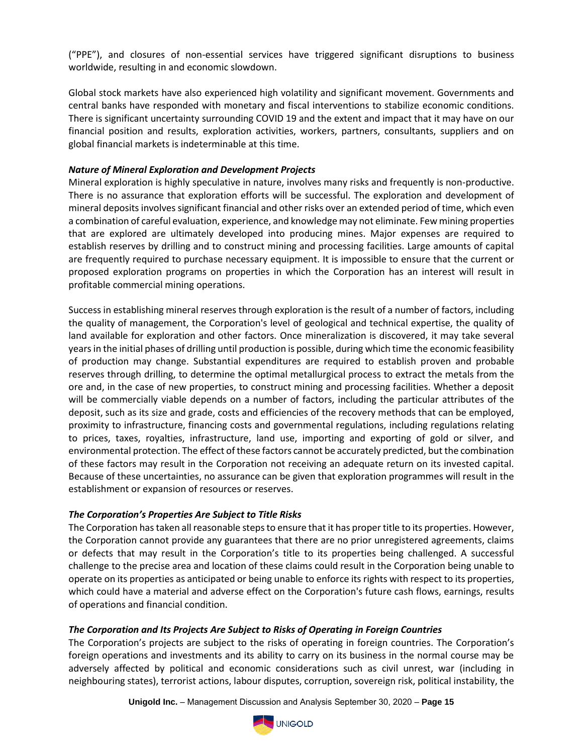("PPE"), and closures of non-essential services have triggered significant disruptions to business worldwide, resulting in and economic slowdown.

Global stock markets have also experienced high volatility and significant movement. Governments and central banks have responded with monetary and fiscal interventions to stabilize economic conditions. There is significant uncertainty surrounding COVID 19 and the extent and impact that it may have on our financial position and results, exploration activities, workers, partners, consultants, suppliers and on global financial markets is indeterminable at this time.

***Nature of Mineral Exploration and Development Projects***

Mineral exploration is highly speculative in nature, involves many risks and frequently is non-productive. There is no assurance that exploration efforts will be successful. The exploration and development of mineral deposits involves significant financial and other risks over an extended period of time, which even a combination of careful evaluation, experience, and knowledge may not eliminate. Few mining properties that are explored are ultimately developed into producing mines. Major expenses are required to establish reserves by drilling and to construct mining and processing facilities. Large amounts of capital are frequently required to purchase necessary equipment. It is impossible to ensure that the current or proposed exploration programs on properties in which the Corporation has an interest will result in profitable commercial mining operations.

Success in establishing mineral reserves through exploration is the result of a number of factors, including the quality of management, the Corporation's level of geological and technical expertise, the quality of land available for exploration and other factors. Once mineralization is discovered, it may take several years in the initial phases of drilling until production is possible, during which time the economic feasibility of production may change. Substantial expenditures are required to establish proven and probable reserves through drilling, to determine the optimal metallurgical process to extract the metals from the ore and, in the case of new properties, to construct mining and processing facilities. Whether a deposit will be commercially viable depends on a number of factors, including the particular attributes of the deposit, such as its size and grade, costs and efficiencies of the recovery methods that can be employed, proximity to infrastructure, financing costs and governmental regulations, including regulations relating to prices, taxes, royalties, infrastructure, land use, importing and exporting of gold or silver, and environmental protection. The effect of these factors cannot be accurately predicted, but the combination of these factors may result in the Corporation not receiving an adequate return on its invested capital. Because of these uncertainties, no assurance can be given that exploration programmes will result in the establishment or expansion of resources or reserves.

***The Corporation's Properties Are Subject to Title Risks***

The Corporation has taken all reasonable steps to ensure that it has proper title to its properties. However, the Corporation cannot provide any guarantees that there are no prior unregistered agreements, claims or defects that may result in the Corporation's title to its properties being challenged. A successful challenge to the precise area and location of these claims could result in the Corporation being unable to operate on its properties as anticipated or being unable to enforce its rights with respect to its properties, which could have a material and adverse effect on the Corporation's future cash flows, earnings, results of operations and financial condition.

***The Corporation and Its Projects Are Subject to Risks of Operating in Foreign Countries***

The Corporation's projects are subject to the risks of operating in foreign countries. The Corporation's foreign operations and investments and its ability to carry on its business in the normal course may be adversely affected by political and economic considerations such as civil unrest, war (including in neighbouring states), terrorist actions, labour disputes, corruption, sovereign risk, political instability, the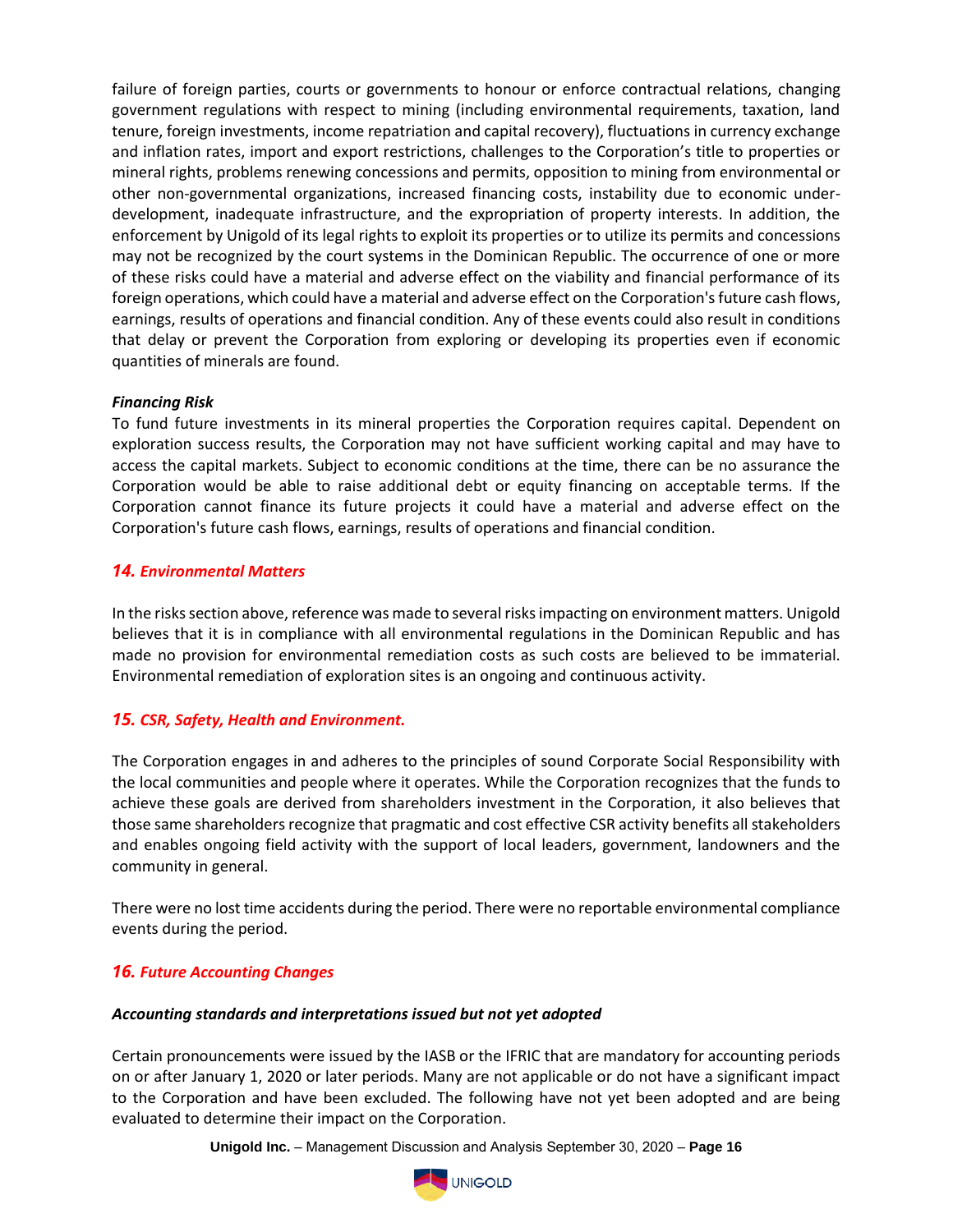failure of foreign parties, courts or governments to honour or enforce contractual relations, changing government regulations with respect to mining (including environmental requirements, taxation, land tenure, foreign investments, income repatriation and capital recovery), fluctuations in currency exchange and inflation rates, import and export restrictions, challenges to the Corporation's title to properties or mineral rights, problems renewing concessions and permits, opposition to mining from environmental or other non-governmental organizations, increased financing costs, instability due to economic under-development, inadequate infrastructure, and the expropriation of property interests. In addition, the enforcement by Unigold of its legal rights to exploit its properties or to utilize its permits and concessions may not be recognized by the court systems in the Dominican Republic. The occurrence of one or more of these risks could have a material and adverse effect on the viability and financial performance of its foreign operations, which could have a material and adverse effect on the Corporation's future cash flows, earnings, results of operations and financial condition. Any of these events could also result in conditions that delay or prevent the Corporation from exploring or developing its properties even if economic quantities of minerals are found.

***Financing Risk***

To fund future investments in its mineral properties the Corporation requires capital. Dependent on exploration success results, the Corporation may not have sufficient working capital and may have to access the capital markets. Subject to economic conditions at the time, there can be no assurance the Corporation would be able to raise additional debt or equity financing on acceptable terms. If the Corporation cannot finance its future projects it could have a material and adverse effect on the Corporation's future cash flows, earnings, results of operations and financial condition.

## *14. Environmental Matters*

In the risks section above, reference was made to several risks impacting on environment matters. Unigold believes that it is in compliance with all environmental regulations in the Dominican Republic and has made no provision for environmental remediation costs as such costs are believed to be immaterial. Environmental remediation of exploration sites is an ongoing and continuous activity.

## *15. CSR, Safety, Health and Environment.*

The Corporation engages in and adheres to the principles of sound Corporate Social Responsibility with the local communities and people where it operates. While the Corporation recognizes that the funds to achieve these goals are derived from shareholders investment in the Corporation, it also believes that those same shareholders recognize that pragmatic and cost effective CSR activity benefits all stakeholders and enables ongoing field activity with the support of local leaders, government, landowners and the community in general.

There were no lost time accidents during the period. There were no reportable environmental compliance events during the period.

## *16. Future Accounting Changes*

***Accounting standards and interpretations issued but not yet adopted***

Certain pronouncements were issued by the IASB or the IFRIC that are mandatory for accounting periods on or after January 1, 2020 or later periods. Many are not applicable or do not have a significant impact to the Corporation and have been excluded. The following have not yet been adopted and are being evaluated to determine their impact on the Corporation.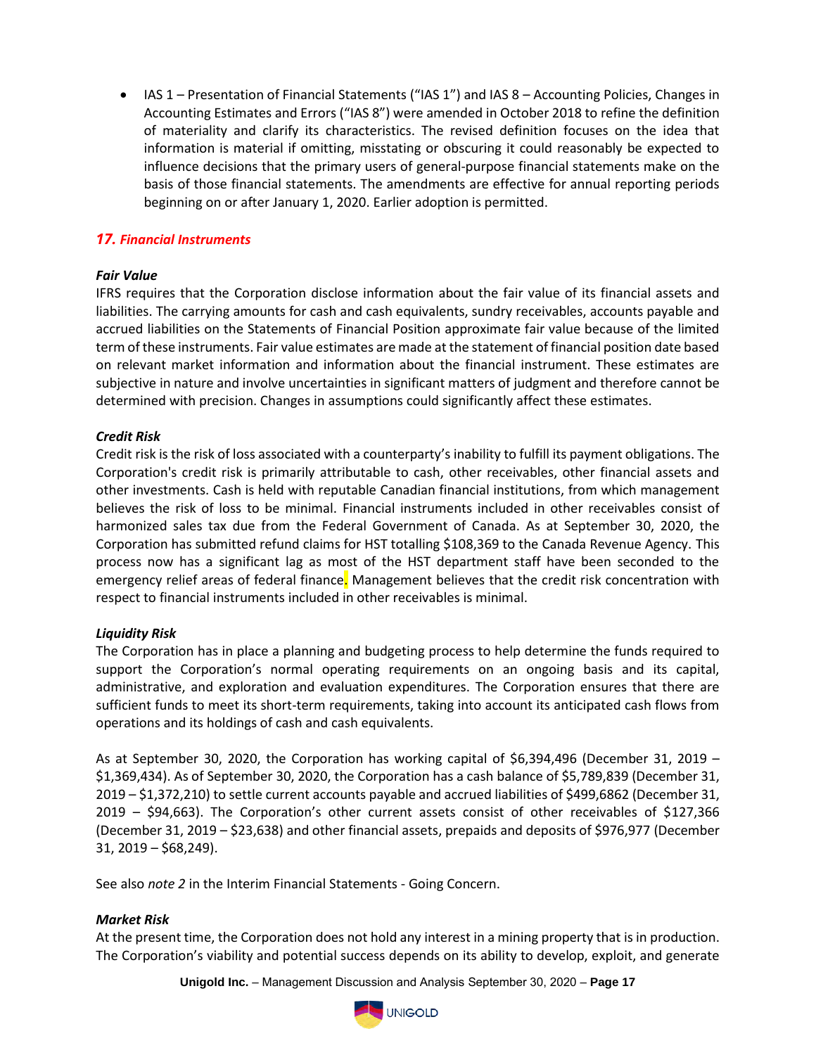- IAS 1 – Presentation of Financial Statements ("IAS 1") and IAS 8 – Accounting Policies, Changes in Accounting Estimates and Errors ("IAS 8") were amended in October 2018 to refine the definition of materiality and clarify its characteristics. The revised definition focuses on the idea that information is material if omitting, misstating or obscuring it could reasonably be expected to influence decisions that the primary users of general-purpose financial statements make on the basis of those financial statements. The amendments are effective for annual reporting periods beginning on or after January 1, 2020. Earlier adoption is permitted.

## *17. Financial Instruments*

### *Fair Value*

IFRS requires that the Corporation disclose information about the fair value of its financial assets and liabilities. The carrying amounts for cash and cash equivalents, sundry receivables, accounts payable and accrued liabilities on the Statements of Financial Position approximate fair value because of the limited term of these instruments. Fair value estimates are made at the statement of financial position date based on relevant market information and information about the financial instrument. These estimates are subjective in nature and involve uncertainties in significant matters of judgment and therefore cannot be determined with precision. Changes in assumptions could significantly affect these estimates.

### *Credit Risk*

Credit risk is the risk of loss associated with a counterparty's inability to fulfill its payment obligations. The Corporation's credit risk is primarily attributable to cash, other receivables, other financial assets and other investments. Cash is held with reputable Canadian financial institutions, from which management believes the risk of loss to be minimal. Financial instruments included in other receivables consist of harmonized sales tax due from the Federal Government of Canada. As at September 30, 2020, the Corporation has submitted refund claims for HST totalling $108,369 to the Canada Revenue Agency. This process now has a significant lag as most of the HST department staff have been seconded to the emergency relief areas of federal finance. Management believes that the credit risk concentration with respect to financial instruments included in other receivables is minimal.

### *Liquidity Risk*

The Corporation has in place a planning and budgeting process to help determine the funds required to support the Corporation's normal operating requirements on an ongoing basis and its capital, administrative, and exploration and evaluation expenditures. The Corporation ensures that there are sufficient funds to meet its short-term requirements, taking into account its anticipated cash flows from operations and its holdings of cash and cash equivalents.

As at September 30, 2020, the Corporation has working capital of $6,394,496 (December 31, 2019 – $1,369,434). As of September 30, 2020, the Corporation has a cash balance of $5,789,839 (December 31, 2019 – $1,372,210) to settle current accounts payable and accrued liabilities of $499,6862 (December 31, 2019 – $94,663). The Corporation's other current assets consist of other receivables of $127,366 (December 31, 2019 – $23,638) and other financial assets, prepaids and deposits of $976,977 (December 31, 2019 – $68,249).

See also *note 2* in the Interim Financial Statements - Going Concern.

### *Market Risk*

At the present time, the Corporation does not hold any interest in a mining property that is in production. The Corporation's viability and potential success depends on its ability to develop, exploit, and generate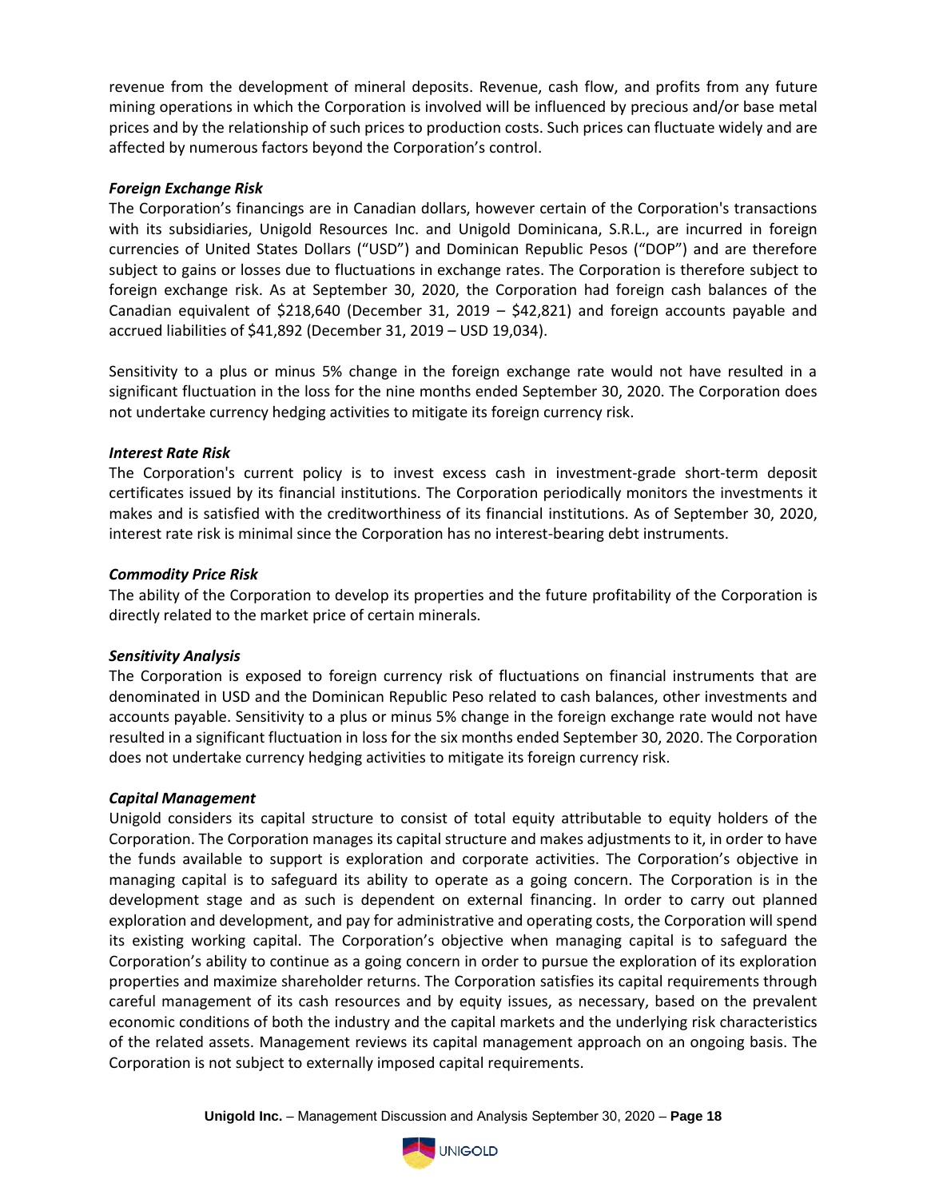revenue from the development of mineral deposits. Revenue, cash flow, and profits from any future mining operations in which the Corporation is involved will be influenced by precious and/or base metal prices and by the relationship of such prices to production costs. Such prices can fluctuate widely and are affected by numerous factors beyond the Corporation's control.

***Foreign Exchange Risk***

The Corporation's financings are in Canadian dollars, however certain of the Corporation's transactions with its subsidiaries, Unigold Resources Inc. and Unigold Dominicana, S.R.L., are incurred in foreign currencies of United States Dollars ("USD") and Dominican Republic Pesos ("DOP") and are therefore subject to gains or losses due to fluctuations in exchange rates. The Corporation is therefore subject to foreign exchange risk. As at September 30, 2020, the Corporation had foreign cash balances of the Canadian equivalent of $218,640 (December 31, 2019 – $42,821) and foreign accounts payable and accrued liabilities of $41,892 (December 31, 2019 – USD 19,034).

Sensitivity to a plus or minus 5% change in the foreign exchange rate would not have resulted in a significant fluctuation in the loss for the nine months ended September 30, 2020. The Corporation does not undertake currency hedging activities to mitigate its foreign currency risk.

***Interest Rate Risk***

The Corporation's current policy is to invest excess cash in investment-grade short-term deposit certificates issued by its financial institutions. The Corporation periodically monitors the investments it makes and is satisfied with the creditworthiness of its financial institutions. As of September 30, 2020, interest rate risk is minimal since the Corporation has no interest-bearing debt instruments.

***Commodity Price Risk***

The ability of the Corporation to develop its properties and the future profitability of the Corporation is directly related to the market price of certain minerals.

***Sensitivity Analysis***

The Corporation is exposed to foreign currency risk of fluctuations on financial instruments that are denominated in USD and the Dominican Republic Peso related to cash balances, other investments and accounts payable. Sensitivity to a plus or minus 5% change in the foreign exchange rate would not have resulted in a significant fluctuation in loss for the six months ended September 30, 2020. The Corporation does not undertake currency hedging activities to mitigate its foreign currency risk.

***Capital Management***

Unigold considers its capital structure to consist of total equity attributable to equity holders of the Corporation. The Corporation manages its capital structure and makes adjustments to it, in order to have the funds available to support is exploration and corporate activities. The Corporation's objective in managing capital is to safeguard its ability to operate as a going concern. The Corporation is in the development stage and as such is dependent on external financing. In order to carry out planned exploration and development, and pay for administrative and operating costs, the Corporation will spend its existing working capital. The Corporation's objective when managing capital is to safeguard the Corporation's ability to continue as a going concern in order to pursue the exploration of its exploration properties and maximize shareholder returns. The Corporation satisfies its capital requirements through careful management of its cash resources and by equity issues, as necessary, based on the prevalent economic conditions of both the industry and the capital markets and the underlying risk characteristics of the related assets. Management reviews its capital management approach on an ongoing basis. The Corporation is not subject to externally imposed capital requirements.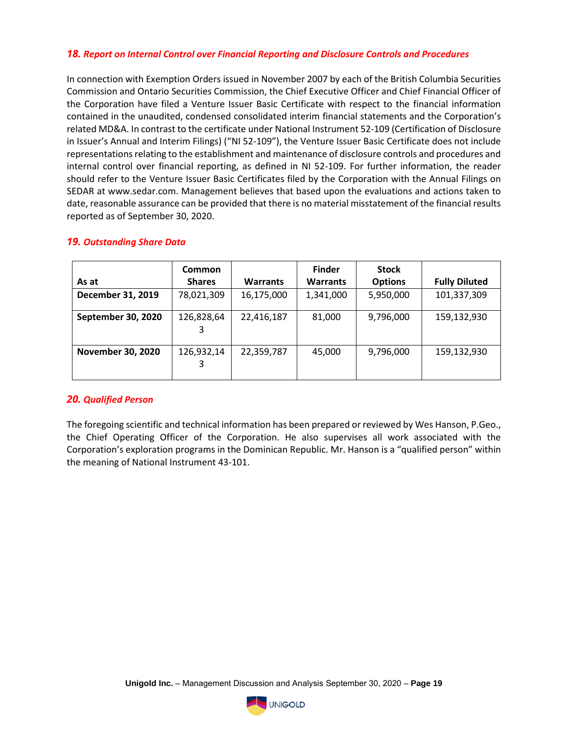## *18. Report on Internal Control over Financial Reporting and Disclosure Controls and Procedures*

In connection with Exemption Orders issued in November 2007 by each of the British Columbia Securities Commission and Ontario Securities Commission, the Chief Executive Officer and Chief Financial Officer of the Corporation have filed a Venture Issuer Basic Certificate with respect to the financial information contained in the unaudited, condensed consolidated interim financial statements and the Corporation's related MD&A. In contrast to the certificate under National Instrument 52-109 (Certification of Disclosure in Issuer's Annual and Interim Filings) ("NI 52-109"), the Venture Issuer Basic Certificate does not include representations relating to the establishment and maintenance of disclosure controls and procedures and internal control over financial reporting, as defined in NI 52-109. For further information, the reader should refer to the Venture Issuer Basic Certificates filed by the Corporation with the Annual Filings on SEDAR at www.sedar.com. Management believes that based upon the evaluations and actions taken to date, reasonable assurance can be provided that there is no material misstatement of the financial results reported as of September 30, 2020.

## *19. Outstanding Share Data*

| As at | Common Shares | Warrants | Finder Warrants | Stock Options | Fully Diluted |
|---|---|---|---|---|---|
| **December 31, 2019** | 78,021,309 | 16,175,000 | 1,341,000 | 5,950,000 | 101,337,309 |
| **September 30, 2020** | 126,828,643 | 22,416,187 | 81,000 | 9,796,000 | 159,132,930 |
| **November 30, 2020** | 126,932,143 | 22,359,787 | 45,000 | 9,796,000 | 159,132,930 |

## *20. Qualified Person*

The foregoing scientific and technical information has been prepared or reviewed by Wes Hanson, P.Geo., the Chief Operating Officer of the Corporation. He also supervises all work associated with the Corporation's exploration programs in the Dominican Republic. Mr. Hanson is a "qualified person" within the meaning of National Instrument 43-101.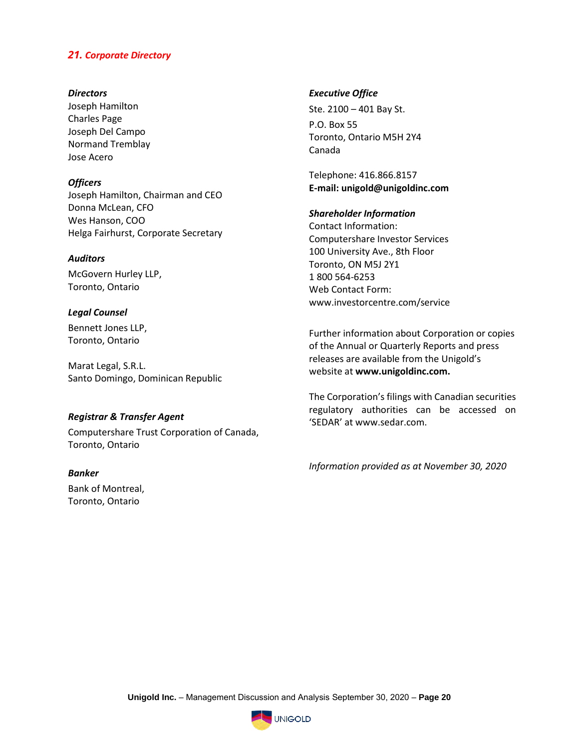## *21. Corporate Directory*

***Directors***
Joseph Hamilton
Charles Page
Joseph Del Campo
Normand Tremblay
Jose Acero

***Officers***
Joseph Hamilton, Chairman and CEO
Donna McLean, CFO
Wes Hanson, COO
Helga Fairhurst, Corporate Secretary

***Auditors***
McGovern Hurley LLP,
Toronto, Ontario

***Legal Counsel***
Bennett Jones LLP,
Toronto, Ontario

Marat Legal, S.R.L.
Santo Domingo, Dominican Republic

***Registrar & Transfer Agent***
Computershare Trust Corporation of Canada,
Toronto, Ontario

***Banker***
Bank of Montreal,
Toronto, Ontario

***Executive Office***
Ste. 2100 – 401 Bay St.
P.O. Box 55
Toronto, Ontario M5H 2Y4
Canada

Telephone: 416.866.8157
**E-mail: unigold@unigoldinc.com**

***Shareholder Information***
Contact Information:
Computershare Investor Services
100 University Ave., 8th Floor
Toronto, ON M5J 2Y1
1 800 564-6253
Web Contact Form:
www.investorcentre.com/service

Further information about Corporation or copies of the Annual or Quarterly Reports and press releases are available from the Unigold's website at **www.unigoldinc.com.**

The Corporation's filings with Canadian securities regulatory authorities can be accessed on 'SEDAR' at www.sedar.com.

*Information provided as at November 30, 2020*